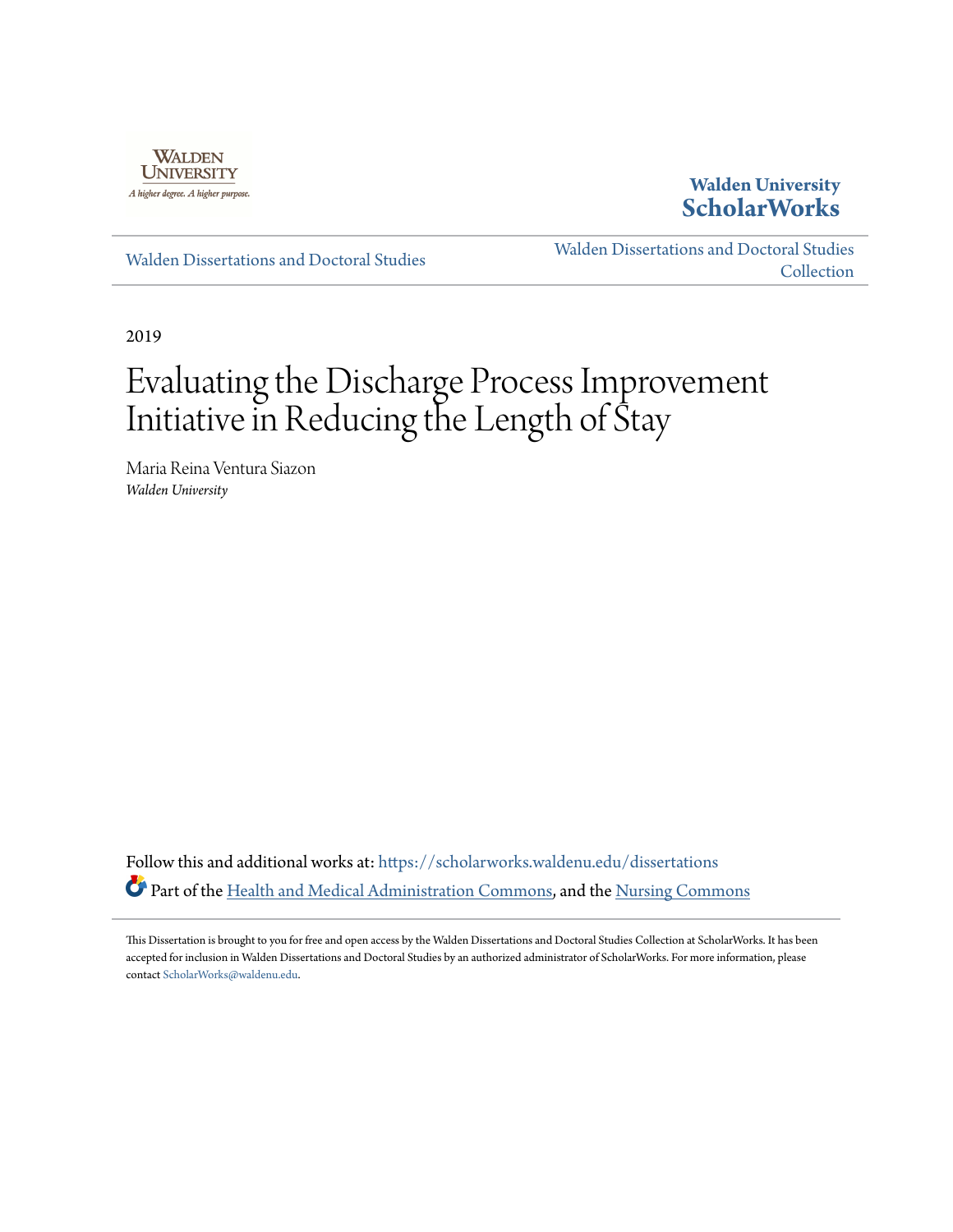Walden University
A higher degree. A higher purpose.

**Walden University ScholarWorks**

Walden Dissertations and Doctoral Studies

Walden Dissertations and Doctoral Studies Collection

2019

# Evaluating the Discharge Process Improvement Initiative in Reducing the Length of Stay

Maria Reina Ventura Siazon
*Walden University*

Follow this and additional works at: https://scholarworks.waldenu.edu/dissertations

Part of the Health and Medical Administration Commons, and the Nursing Commons

This Dissertation is brought to you for free and open access by the Walden Dissertations and Doctoral Studies Collection at ScholarWorks. It has been accepted for inclusion in Walden Dissertations and Doctoral Studies by an authorized administrator of ScholarWorks. For more information, please contact ScholarWorks@waldenu.edu.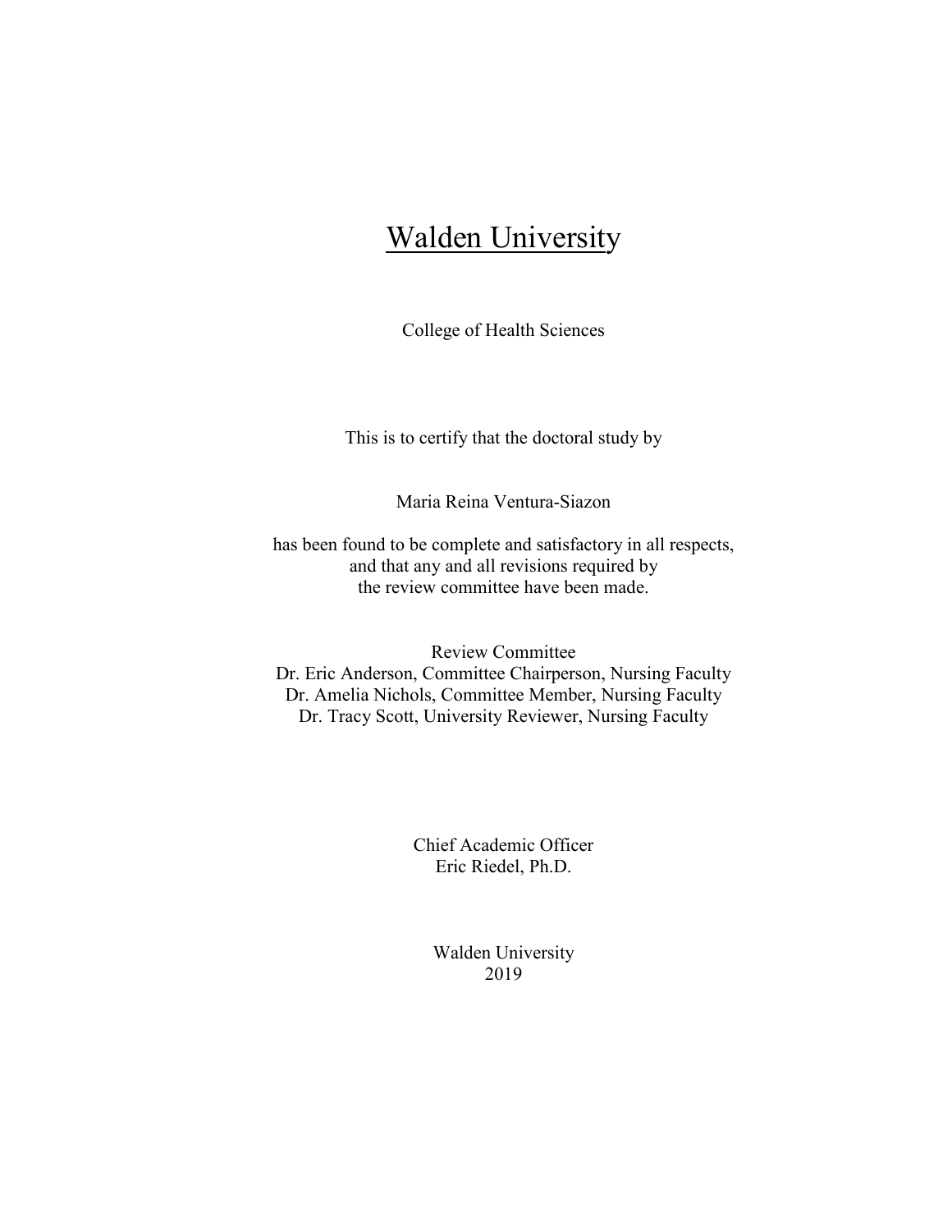# Walden University

College of Health Sciences

This is to certify that the doctoral study by

Maria Reina Ventura-Siazon

has been found to be complete and satisfactory in all respects, and that any and all revisions required by the review committee have been made.

Review Committee
Dr. Eric Anderson, Committee Chairperson, Nursing Faculty
Dr. Amelia Nichols, Committee Member, Nursing Faculty
Dr. Tracy Scott, University Reviewer, Nursing Faculty

Chief Academic Officer
Eric Riedel, Ph.D.

Walden University
2019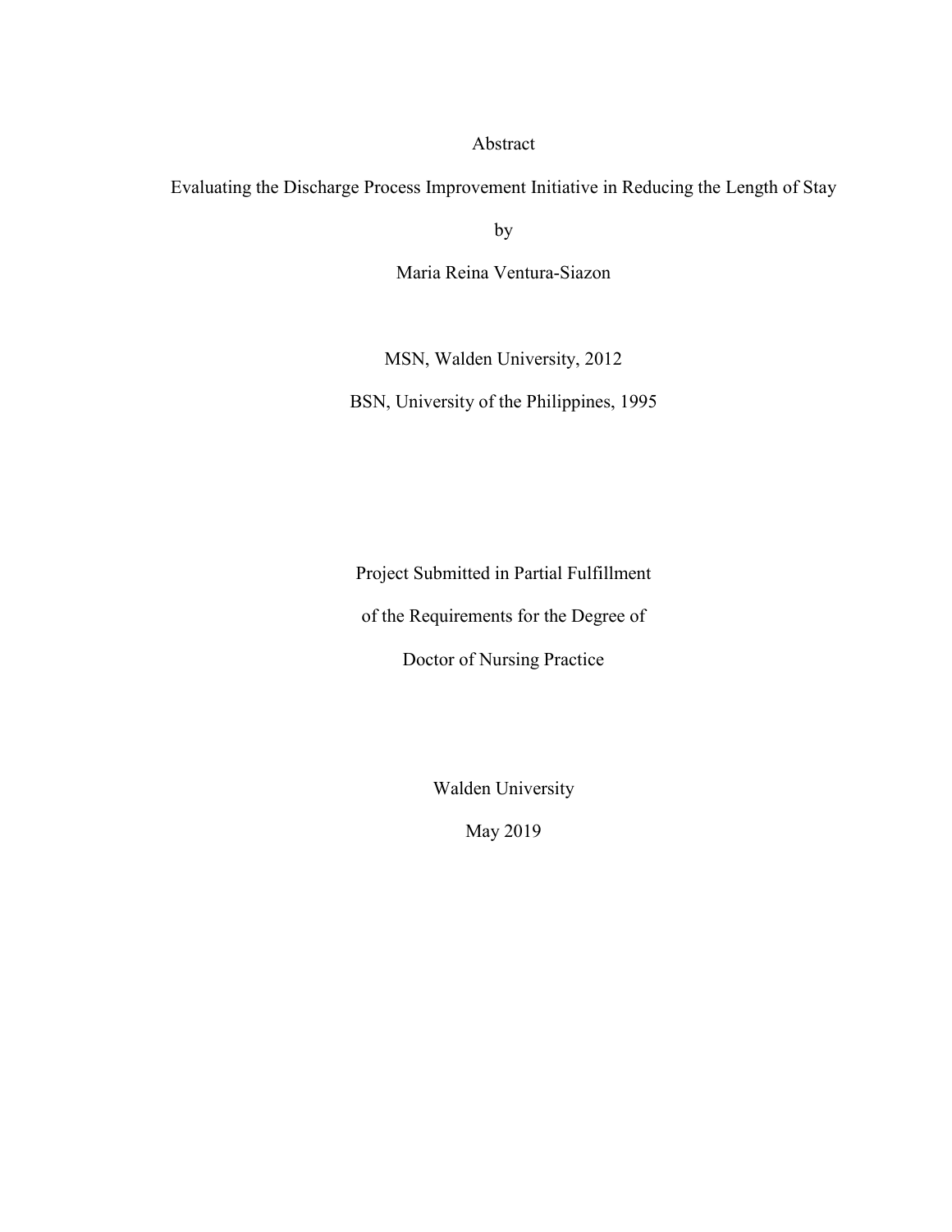Abstract

Evaluating the Discharge Process Improvement Initiative in Reducing the Length of Stay

by

Maria Reina Ventura-Siazon

MSN, Walden University, 2012

BSN, University of the Philippines, 1995

Project Submitted in Partial Fulfillment

of the Requirements for the Degree of

Doctor of Nursing Practice

Walden University

May 2019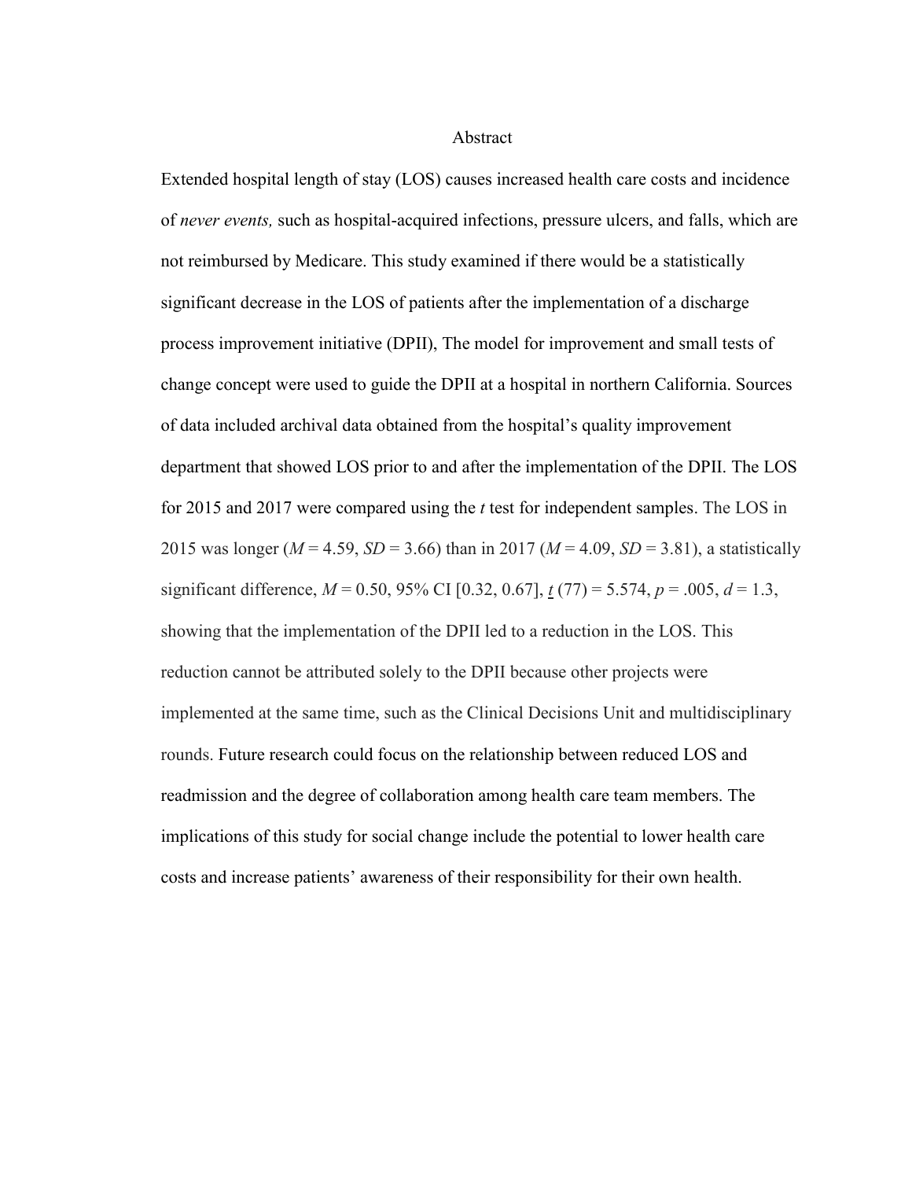# Abstract

Extended hospital length of stay (LOS) causes increased health care costs and incidence of *never events,* such as hospital-acquired infections, pressure ulcers, and falls, which are not reimbursed by Medicare. This study examined if there would be a statistically significant decrease in the LOS of patients after the implementation of a discharge process improvement initiative (DPII), The model for improvement and small tests of change concept were used to guide the DPII at a hospital in northern California. Sources of data included archival data obtained from the hospital's quality improvement department that showed LOS prior to and after the implementation of the DPII. The LOS for 2015 and 2017 were compared using the *t* test for independent samples. The LOS in 2015 was longer ($M$ = 4.59, $SD$ = 3.66) than in 2017 ($M$ = 4.09, $SD$ = 3.81), a statistically significant difference, $M$ = 0.50, 95% CI [0.32, 0.67], $t$ (77) = 5.574, $p$ = .005, $d$ = 1.3, showing that the implementation of the DPII led to a reduction in the LOS. This reduction cannot be attributed solely to the DPII because other projects were implemented at the same time, such as the Clinical Decisions Unit and multidisciplinary rounds. Future research could focus on the relationship between reduced LOS and readmission and the degree of collaboration among health care team members. The implications of this study for social change include the potential to lower health care costs and increase patients' awareness of their responsibility for their own health.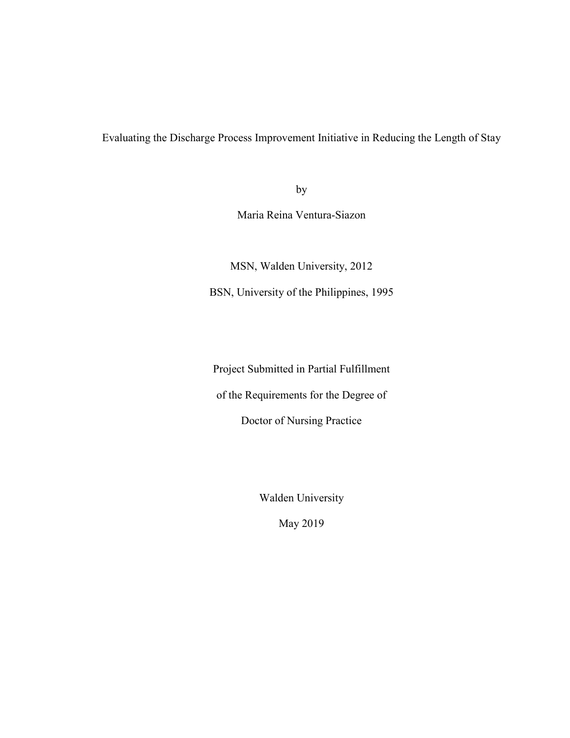Evaluating the Discharge Process Improvement Initiative in Reducing the Length of Stay

by

Maria Reina Ventura-Siazon

MSN, Walden University, 2012

BSN, University of the Philippines, 1995

Project Submitted in Partial Fulfillment

of the Requirements for the Degree of

Doctor of Nursing Practice

Walden University

May 2019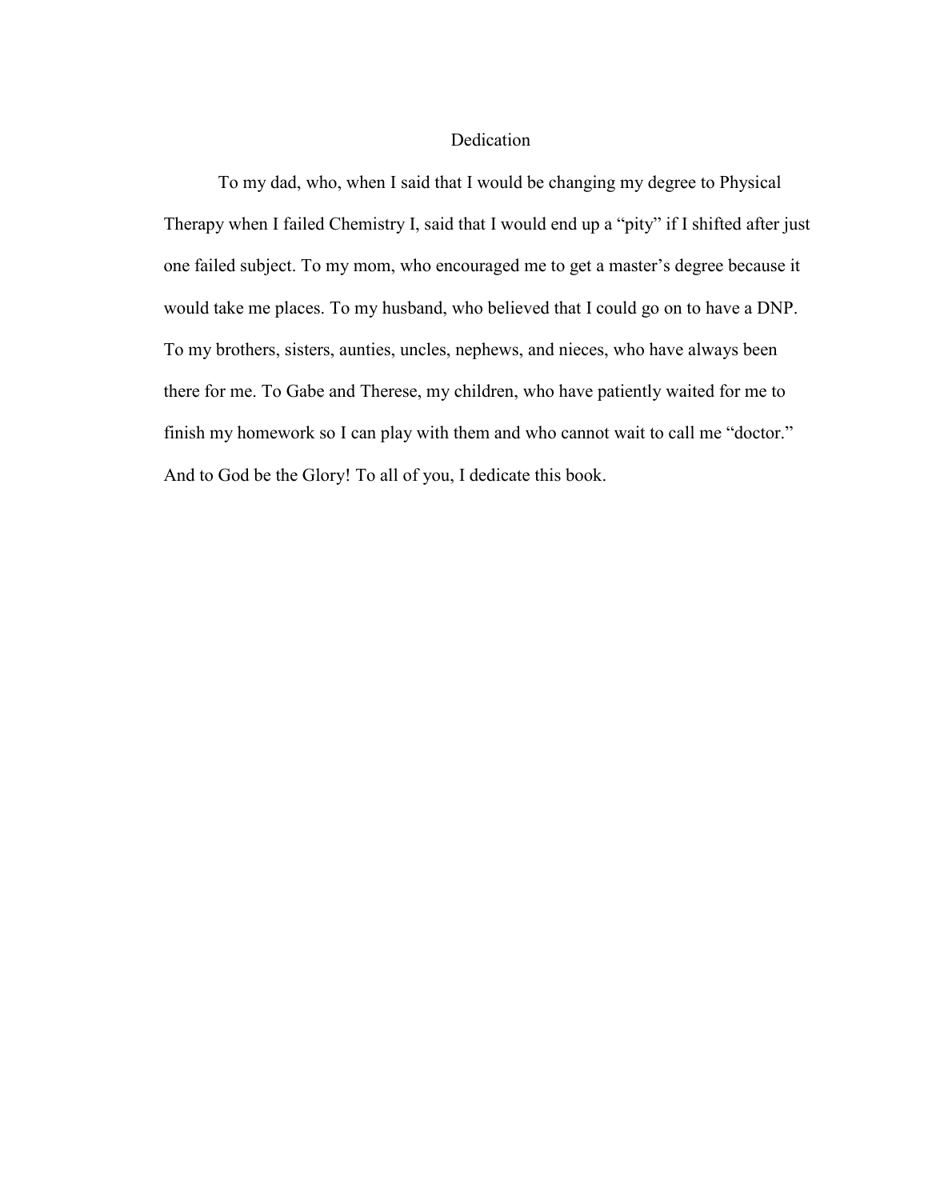# Dedication

To my dad, who, when I said that I would be changing my degree to Physical Therapy when I failed Chemistry I, said that I would end up a "pity" if I shifted after just one failed subject. To my mom, who encouraged me to get a master's degree because it would take me places. To my husband, who believed that I could go on to have a DNP. To my brothers, sisters, aunties, uncles, nephews, and nieces, who have always been there for me. To Gabe and Therese, my children, who have patiently waited for me to finish my homework so I can play with them and who cannot wait to call me "doctor." And to God be the Glory! To all of you, I dedicate this book.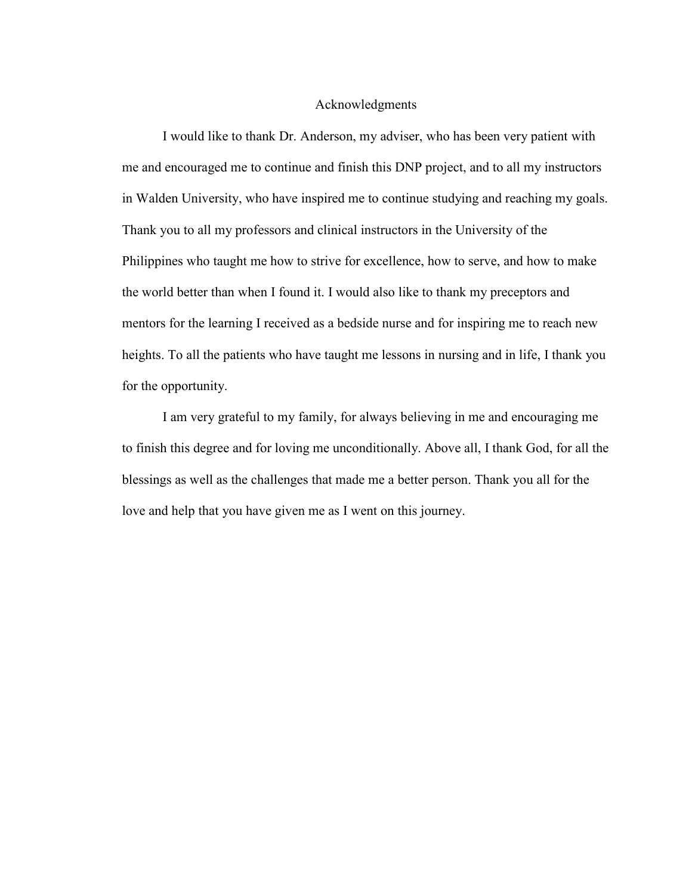# Acknowledgments

I would like to thank Dr. Anderson, my adviser, who has been very patient with me and encouraged me to continue and finish this DNP project, and to all my instructors in Walden University, who have inspired me to continue studying and reaching my goals. Thank you to all my professors and clinical instructors in the University of the Philippines who taught me how to strive for excellence, how to serve, and how to make the world better than when I found it. I would also like to thank my preceptors and mentors for the learning I received as a bedside nurse and for inspiring me to reach new heights. To all the patients who have taught me lessons in nursing and in life, I thank you for the opportunity.

I am very grateful to my family, for always believing in me and encouraging me to finish this degree and for loving me unconditionally. Above all, I thank God, for all the blessings as well as the challenges that made me a better person. Thank you all for the love and help that you have given me as I went on this journey.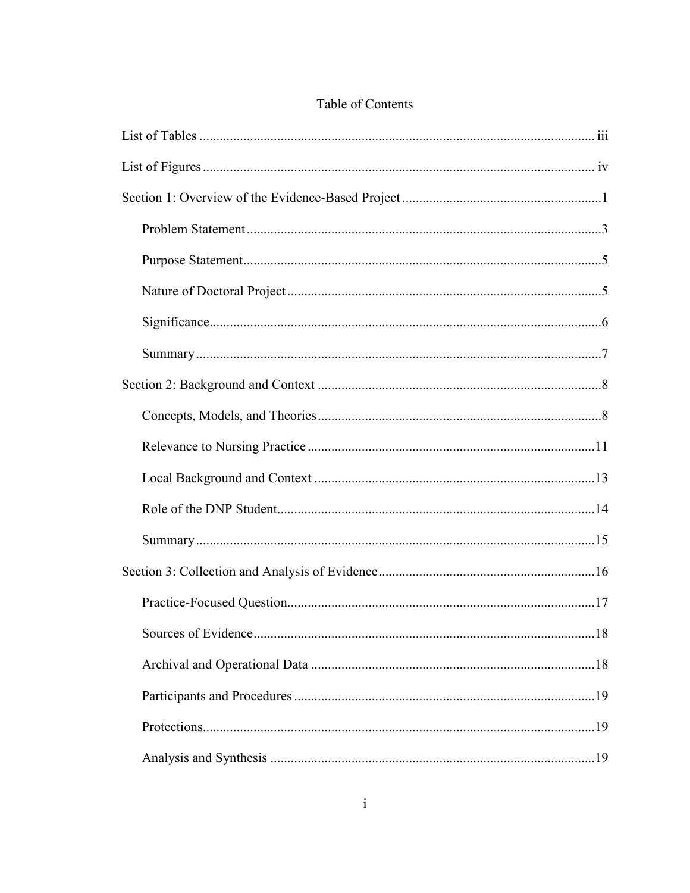# Table of Contents

List of Tables ..................................................................................................................... iii

List of Figures .................................................................................................................... iv

Section 1: Overview of the Evidence-Based Project ..........................................................1

Problem Statement .........................................................................................................3

Purpose Statement ..........................................................................................................5

Nature of Doctoral Project ..............................................................................................5

Significance ....................................................................................................................6

Summary ........................................................................................................................7

Section 2: Background and Context ...................................................................................8

Concepts, Models, and Theories ....................................................................................8

Relevance to Nursing Practice .....................................................................................11

Local Background and Context ...................................................................................13

Role of the DNP Student ..............................................................................................14

Summary ......................................................................................................................15

Section 3: Collection and Analysis of Evidence ................................................................16

Practice-Focused Question ...........................................................................................17

Sources of Evidence .....................................................................................................18

Archival and Operational Data ....................................................................................18

Participants and Procedures .........................................................................................19

Protections ....................................................................................................................19

Analysis and Synthesis ................................................................................................19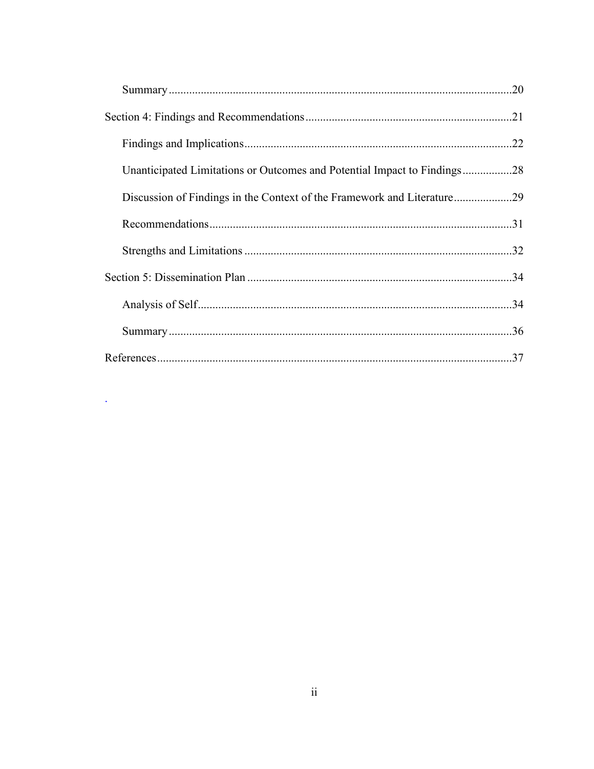Summary ....................................................................................................................20

Section 4: Findings and Recommendations......................................................................21

Findings and Implications...........................................................................................22

Unanticipated Limitations or Outcomes and Potential Impact to Findings.................28

Discussion of Findings in the Context of the Framework and Literature....................29

Recommendations.......................................................................................................31

Strengths and Limitations ...........................................................................................32

Section 5: Dissemination Plan ...........................................................................................34

Analysis of Self...........................................................................................................34

Summary .....................................................................................................................36

References..........................................................................................................................37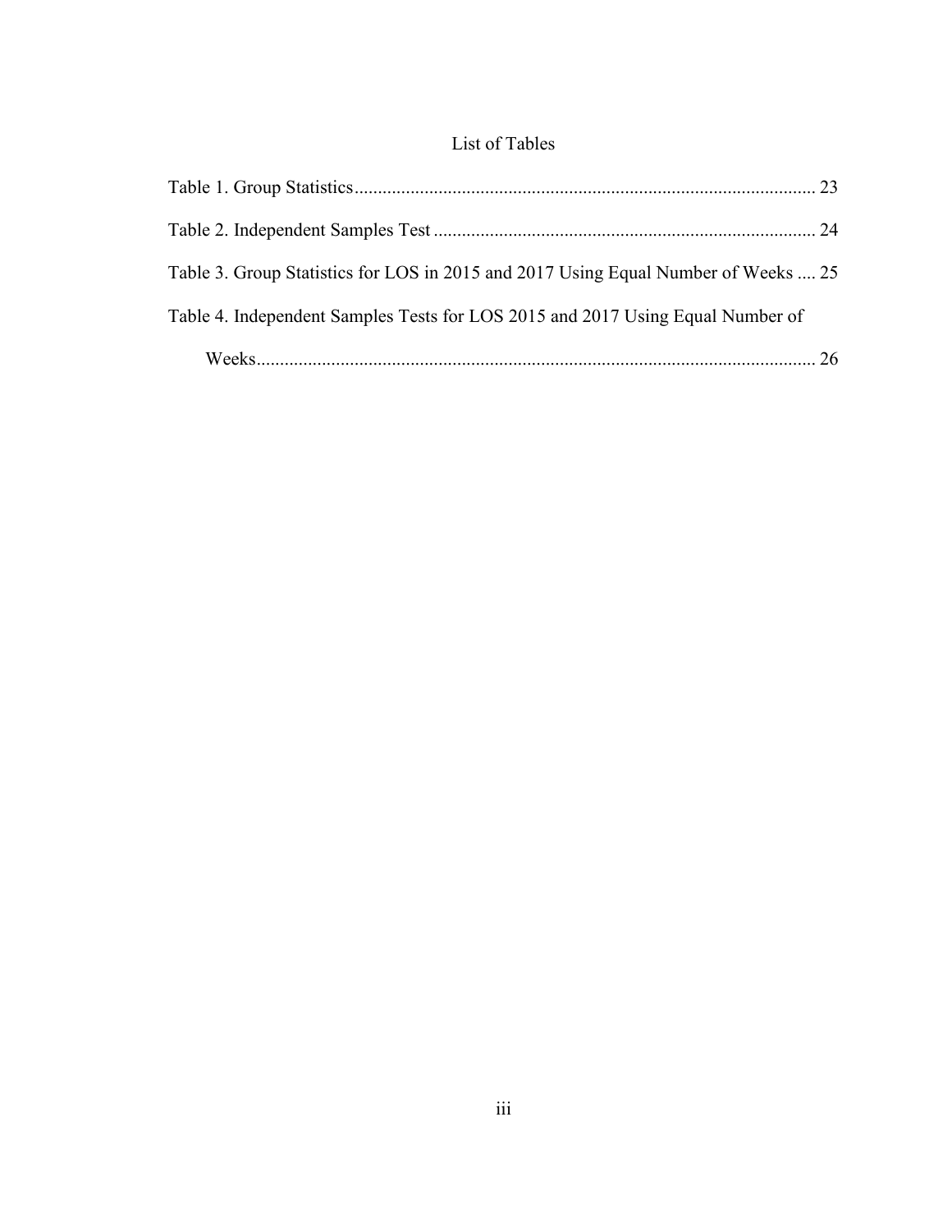# List of Tables

Table 1. Group Statistics .................................................................................................. 23

Table 2. Independent Samples Test ................................................................................. 24

Table 3. Group Statistics for LOS in 2015 and 2017 Using Equal Number of Weeks .... 25

Table 4. Independent Samples Tests for LOS 2015 and 2017 Using Equal Number of Weeks ........................................................................................................................ 26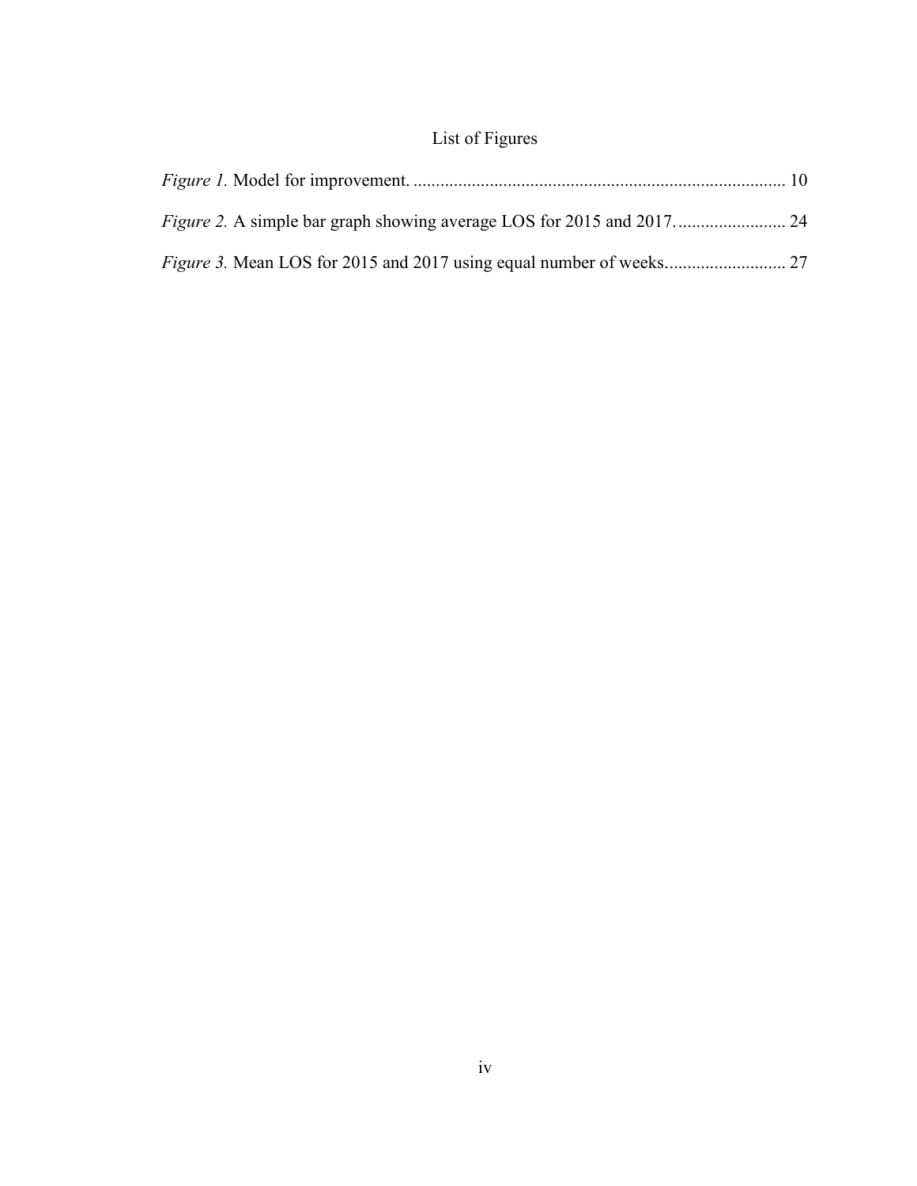# List of Figures

*Figure 1.* Model for improvement. .................................................................................. 10

*Figure 2.* A simple bar graph showing average LOS for 2015 and 2017. ........................ 24

*Figure 3.* Mean LOS for 2015 and 2017 using equal number of weeks.......................... 27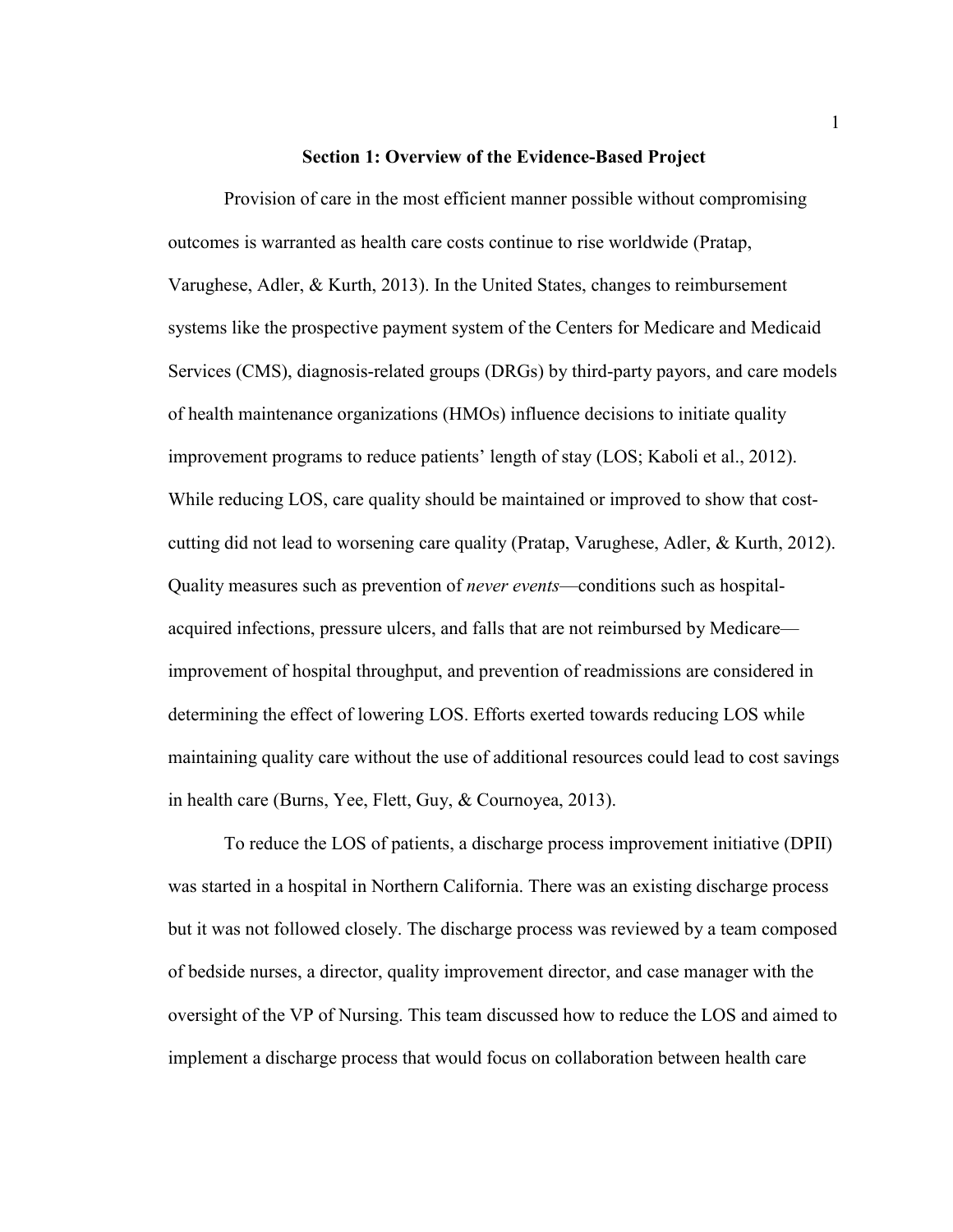## Section 1: Overview of the Evidence-Based Project

Provision of care in the most efficient manner possible without compromising outcomes is warranted as health care costs continue to rise worldwide (Pratap, Varughese, Adler, & Kurth, 2013). In the United States, changes to reimbursement systems like the prospective payment system of the Centers for Medicare and Medicaid Services (CMS), diagnosis-related groups (DRGs) by third-party payors, and care models of health maintenance organizations (HMOs) influence decisions to initiate quality improvement programs to reduce patients' length of stay (LOS; Kaboli et al., 2012). While reducing LOS, care quality should be maintained or improved to show that cost-cutting did not lead to worsening care quality (Pratap, Varughese, Adler, & Kurth, 2012). Quality measures such as prevention of *never events*—conditions such as hospital-acquired infections, pressure ulcers, and falls that are not reimbursed by Medicare—improvement of hospital throughput, and prevention of readmissions are considered in determining the effect of lowering LOS. Efforts exerted towards reducing LOS while maintaining quality care without the use of additional resources could lead to cost savings in health care (Burns, Yee, Flett, Guy, & Cournoyea, 2013).

To reduce the LOS of patients, a discharge process improvement initiative (DPII) was started in a hospital in Northern California. There was an existing discharge process but it was not followed closely. The discharge process was reviewed by a team composed of bedside nurses, a director, quality improvement director, and case manager with the oversight of the VP of Nursing. This team discussed how to reduce the LOS and aimed to implement a discharge process that would focus on collaboration between health care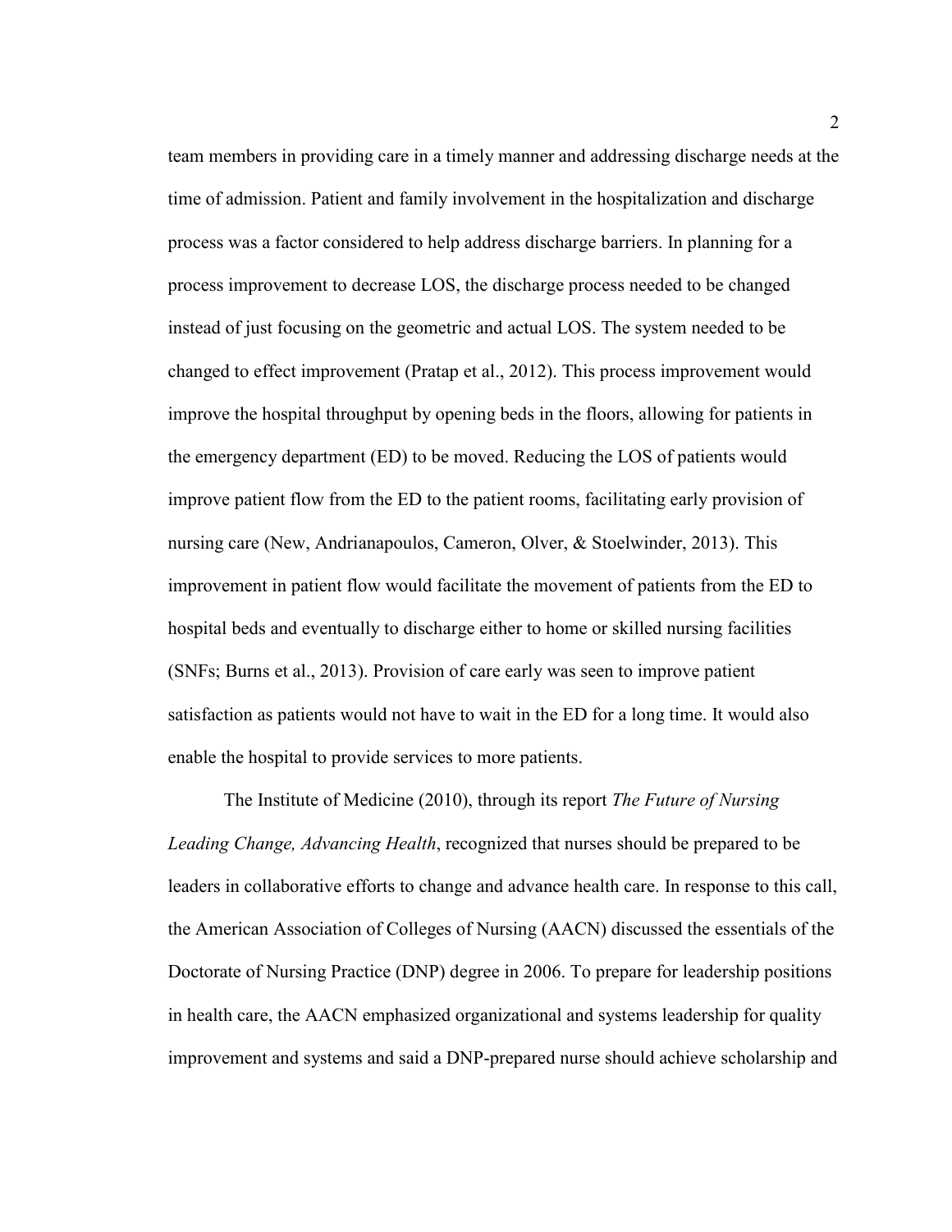team members in providing care in a timely manner and addressing discharge needs at the time of admission. Patient and family involvement in the hospitalization and discharge process was a factor considered to help address discharge barriers. In planning for a process improvement to decrease LOS, the discharge process needed to be changed instead of just focusing on the geometric and actual LOS. The system needed to be changed to effect improvement (Pratap et al., 2012). This process improvement would improve the hospital throughput by opening beds in the floors, allowing for patients in the emergency department (ED) to be moved. Reducing the LOS of patients would improve patient flow from the ED to the patient rooms, facilitating early provision of nursing care (New, Andrianapoulos, Cameron, Olver, & Stoelwinder, 2013). This improvement in patient flow would facilitate the movement of patients from the ED to hospital beds and eventually to discharge either to home or skilled nursing facilities (SNFs; Burns et al., 2013). Provision of care early was seen to improve patient satisfaction as patients would not have to wait in the ED for a long time. It would also enable the hospital to provide services to more patients.

The Institute of Medicine (2010), through its report *The Future of Nursing Leading Change, Advancing Health*, recognized that nurses should be prepared to be leaders in collaborative efforts to change and advance health care. In response to this call, the American Association of Colleges of Nursing (AACN) discussed the essentials of the Doctorate of Nursing Practice (DNP) degree in 2006. To prepare for leadership positions in health care, the AACN emphasized organizational and systems leadership for quality improvement and systems and said a DNP-prepared nurse should achieve scholarship and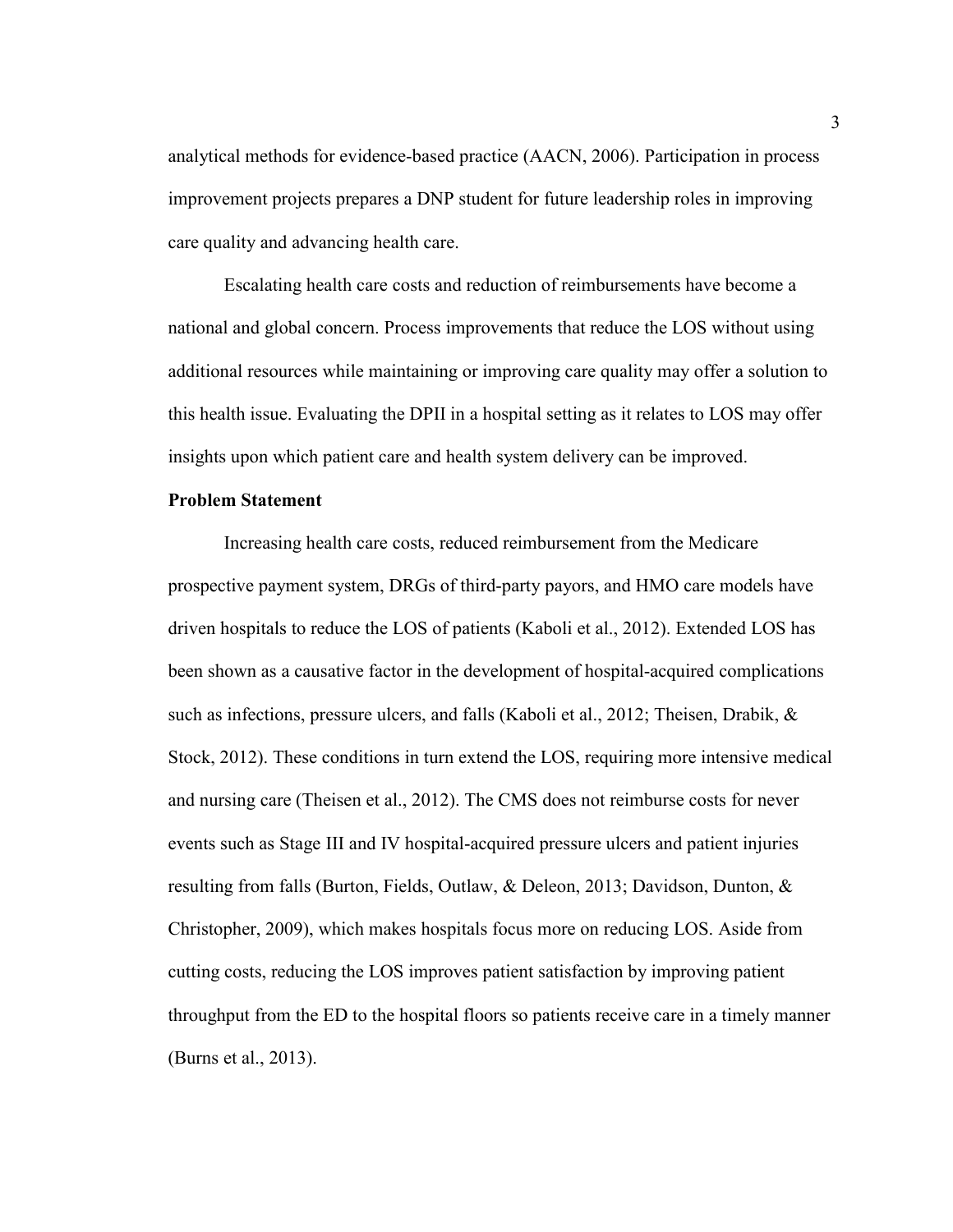analytical methods for evidence-based practice (AACN, 2006). Participation in process improvement projects prepares a DNP student for future leadership roles in improving care quality and advancing health care.

Escalating health care costs and reduction of reimbursements have become a national and global concern. Process improvements that reduce the LOS without using additional resources while maintaining or improving care quality may offer a solution to this health issue. Evaluating the DPII in a hospital setting as it relates to LOS may offer insights upon which patient care and health system delivery can be improved.

**Problem Statement**

Increasing health care costs, reduced reimbursement from the Medicare prospective payment system, DRGs of third-party payors, and HMO care models have driven hospitals to reduce the LOS of patients (Kaboli et al., 2012). Extended LOS has been shown as a causative factor in the development of hospital-acquired complications such as infections, pressure ulcers, and falls (Kaboli et al., 2012; Theisen, Drabik, & Stock, 2012). These conditions in turn extend the LOS, requiring more intensive medical and nursing care (Theisen et al., 2012). The CMS does not reimburse costs for never events such as Stage III and IV hospital-acquired pressure ulcers and patient injuries resulting from falls (Burton, Fields, Outlaw, & Deleon, 2013; Davidson, Dunton, & Christopher, 2009), which makes hospitals focus more on reducing LOS. Aside from cutting costs, reducing the LOS improves patient satisfaction by improving patient throughput from the ED to the hospital floors so patients receive care in a timely manner (Burns et al., 2013).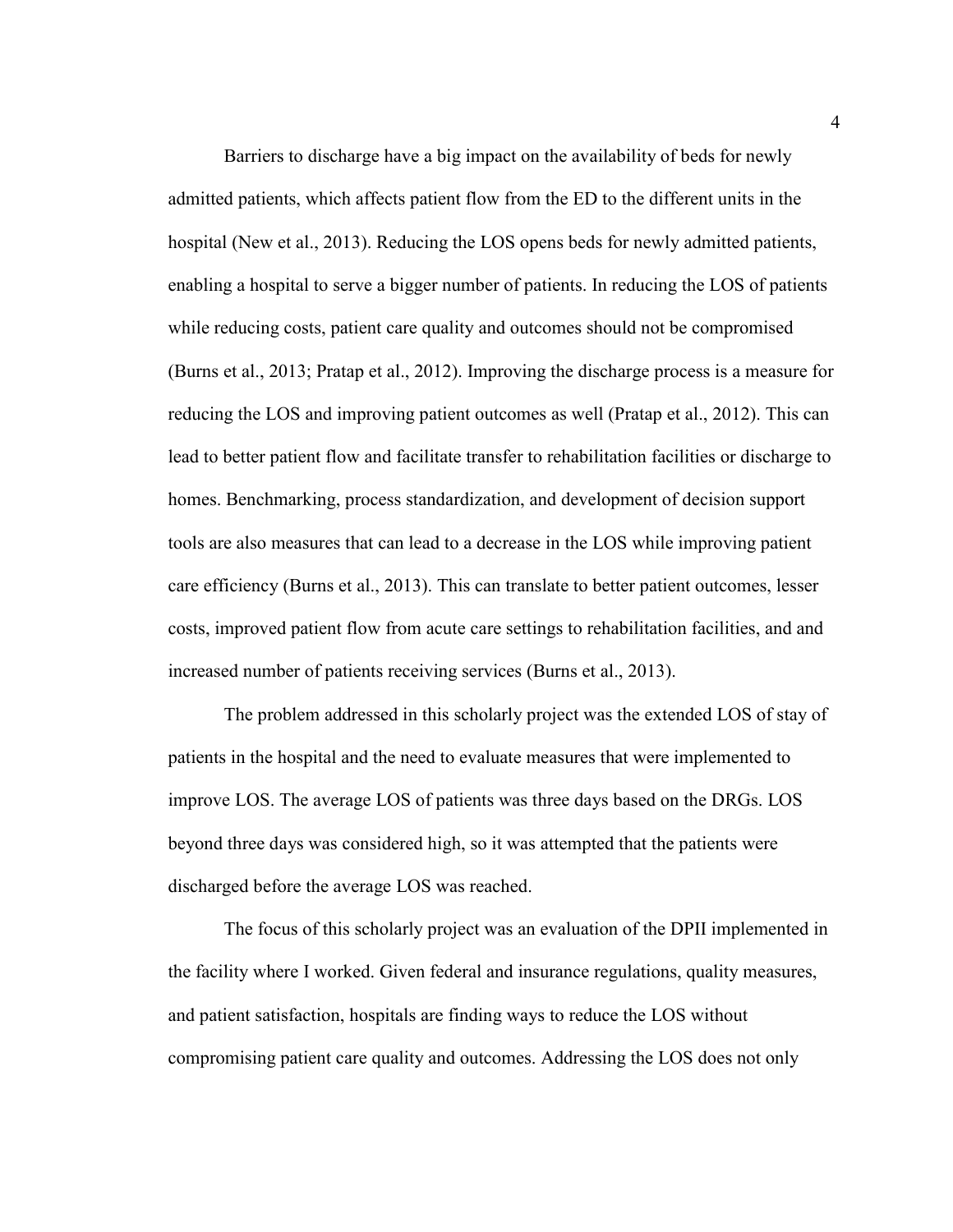Barriers to discharge have a big impact on the availability of beds for newly admitted patients, which affects patient flow from the ED to the different units in the hospital (New et al., 2013). Reducing the LOS opens beds for newly admitted patients, enabling a hospital to serve a bigger number of patients. In reducing the LOS of patients while reducing costs, patient care quality and outcomes should not be compromised (Burns et al., 2013; Pratap et al., 2012). Improving the discharge process is a measure for reducing the LOS and improving patient outcomes as well (Pratap et al., 2012). This can lead to better patient flow and facilitate transfer to rehabilitation facilities or discharge to homes. Benchmarking, process standardization, and development of decision support tools are also measures that can lead to a decrease in the LOS while improving patient care efficiency (Burns et al., 2013). This can translate to better patient outcomes, lesser costs, improved patient flow from acute care settings to rehabilitation facilities, and and increased number of patients receiving services (Burns et al., 2013).

The problem addressed in this scholarly project was the extended LOS of stay of patients in the hospital and the need to evaluate measures that were implemented to improve LOS. The average LOS of patients was three days based on the DRGs. LOS beyond three days was considered high, so it was attempted that the patients were discharged before the average LOS was reached.

The focus of this scholarly project was an evaluation of the DPII implemented in the facility where I worked. Given federal and insurance regulations, quality measures, and patient satisfaction, hospitals are finding ways to reduce the LOS without compromising patient care quality and outcomes. Addressing the LOS does not only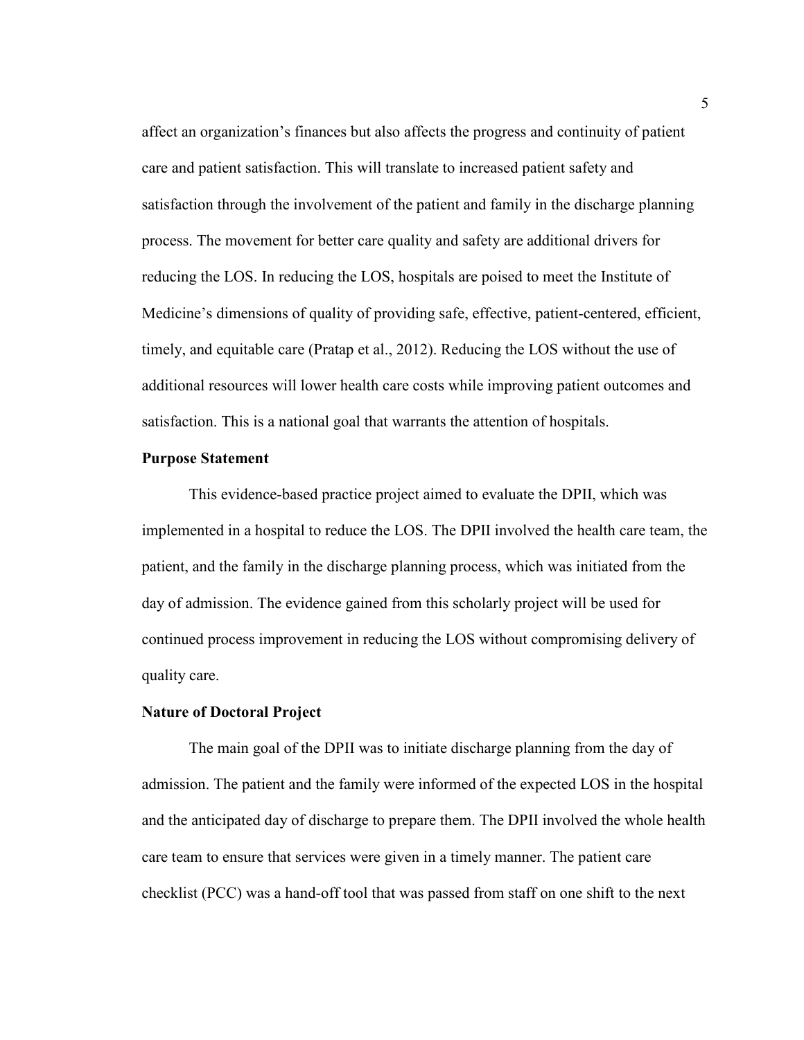affect an organization's finances but also affects the progress and continuity of patient care and patient satisfaction. This will translate to increased patient safety and satisfaction through the involvement of the patient and family in the discharge planning process. The movement for better care quality and safety are additional drivers for reducing the LOS. In reducing the LOS, hospitals are poised to meet the Institute of Medicine's dimensions of quality of providing safe, effective, patient-centered, efficient, timely, and equitable care (Pratap et al., 2012). Reducing the LOS without the use of additional resources will lower health care costs while improving patient outcomes and satisfaction. This is a national goal that warrants the attention of hospitals.

**Purpose Statement**

This evidence-based practice project aimed to evaluate the DPII, which was implemented in a hospital to reduce the LOS. The DPII involved the health care team, the patient, and the family in the discharge planning process, which was initiated from the day of admission. The evidence gained from this scholarly project will be used for continued process improvement in reducing the LOS without compromising delivery of quality care.

**Nature of Doctoral Project**

The main goal of the DPII was to initiate discharge planning from the day of admission. The patient and the family were informed of the expected LOS in the hospital and the anticipated day of discharge to prepare them. The DPII involved the whole health care team to ensure that services were given in a timely manner. The patient care checklist (PCC) was a hand-off tool that was passed from staff on one shift to the next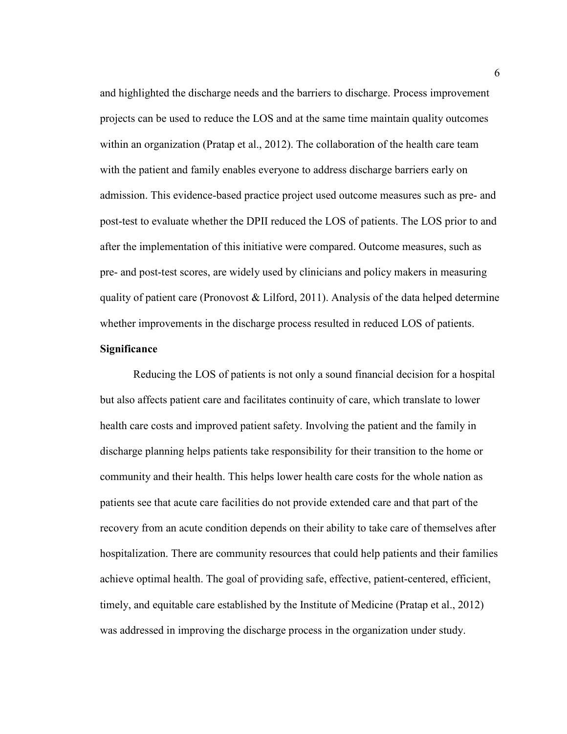and highlighted the discharge needs and the barriers to discharge. Process improvement projects can be used to reduce the LOS and at the same time maintain quality outcomes within an organization (Pratap et al., 2012). The collaboration of the health care team with the patient and family enables everyone to address discharge barriers early on admission. This evidence-based practice project used outcome measures such as pre- and post-test to evaluate whether the DPII reduced the LOS of patients. The LOS prior to and after the implementation of this initiative were compared. Outcome measures, such as pre- and post-test scores, are widely used by clinicians and policy makers in measuring quality of patient care (Pronovost & Lilford, 2011). Analysis of the data helped determine whether improvements in the discharge process resulted in reduced LOS of patients.

## Significance

Reducing the LOS of patients is not only a sound financial decision for a hospital but also affects patient care and facilitates continuity of care, which translate to lower health care costs and improved patient safety. Involving the patient and the family in discharge planning helps patients take responsibility for their transition to the home or community and their health. This helps lower health care costs for the whole nation as patients see that acute care facilities do not provide extended care and that part of the recovery from an acute condition depends on their ability to take care of themselves after hospitalization. There are community resources that could help patients and their families achieve optimal health. The goal of providing safe, effective, patient-centered, efficient, timely, and equitable care established by the Institute of Medicine (Pratap et al., 2012) was addressed in improving the discharge process in the organization under study.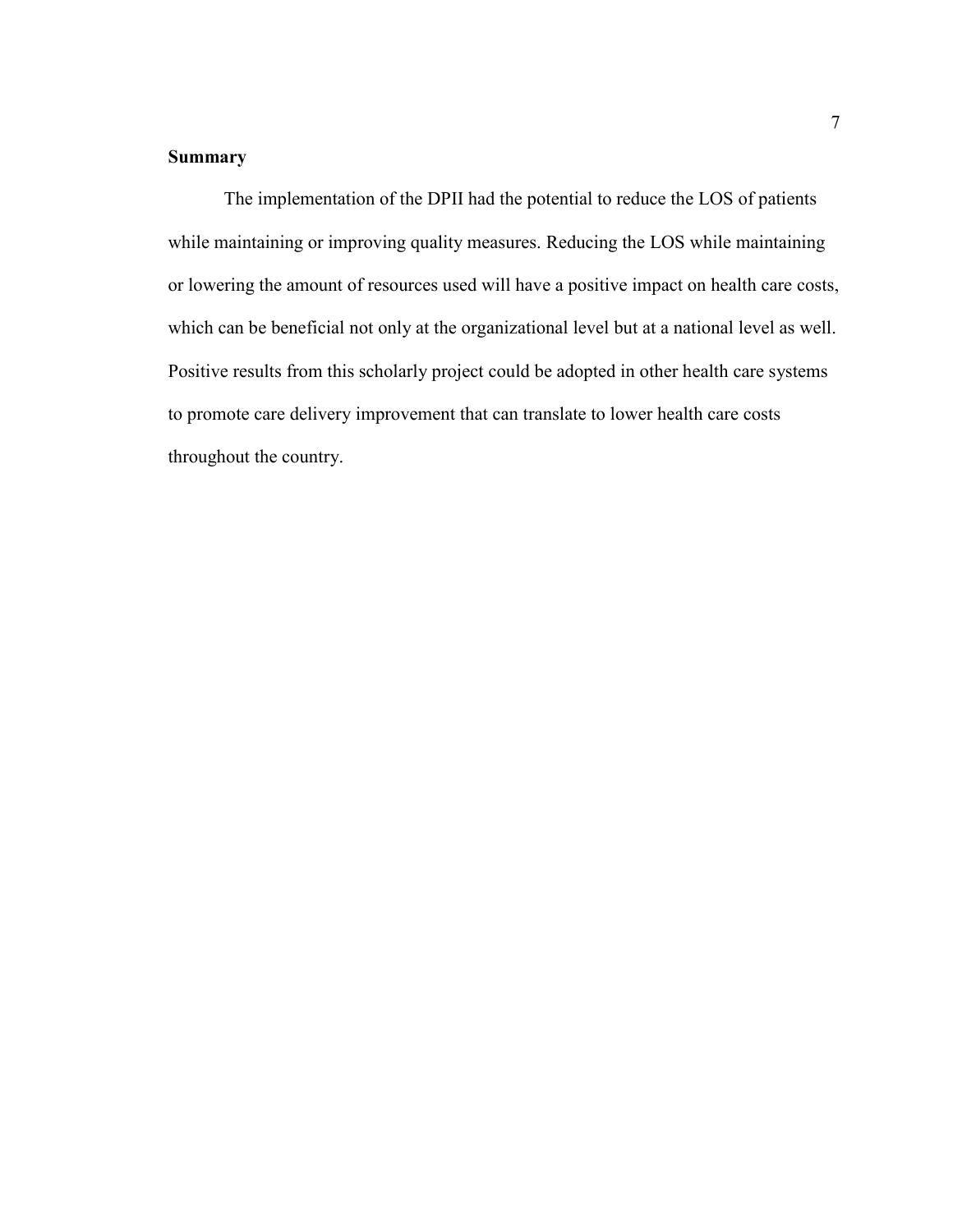## Summary

The implementation of the DPII had the potential to reduce the LOS of patients while maintaining or improving quality measures. Reducing the LOS while maintaining or lowering the amount of resources used will have a positive impact on health care costs, which can be beneficial not only at the organizational level but at a national level as well. Positive results from this scholarly project could be adopted in other health care systems to promote care delivery improvement that can translate to lower health care costs throughout the country.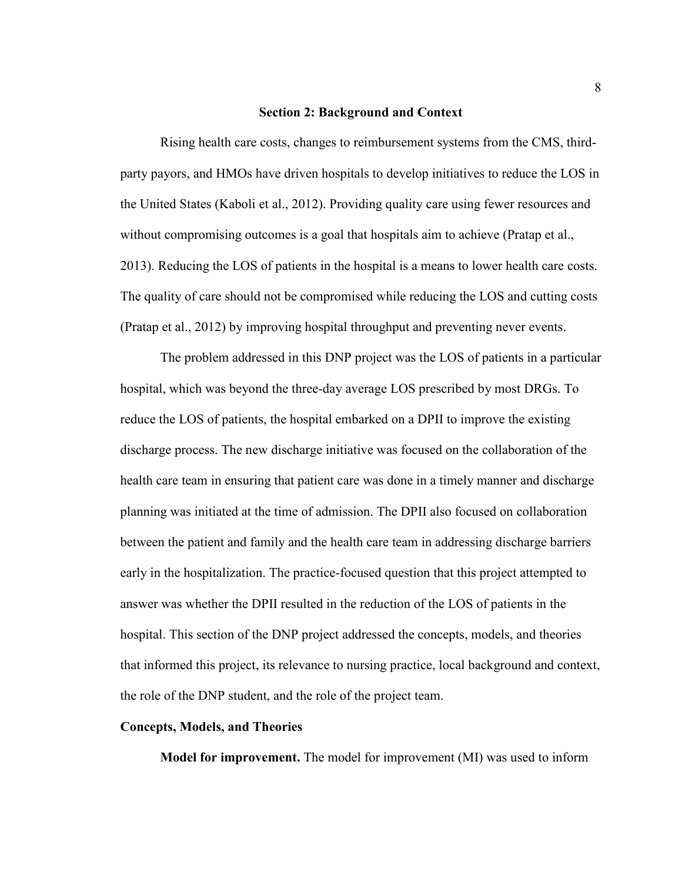## Section 2: Background and Context

Rising health care costs, changes to reimbursement systems from the CMS, third-party payors, and HMOs have driven hospitals to develop initiatives to reduce the LOS in the United States (Kaboli et al., 2012). Providing quality care using fewer resources and without compromising outcomes is a goal that hospitals aim to achieve (Pratap et al., 2013). Reducing the LOS of patients in the hospital is a means to lower health care costs. The quality of care should not be compromised while reducing the LOS and cutting costs (Pratap et al., 2012) by improving hospital throughput and preventing never events.

The problem addressed in this DNP project was the LOS of patients in a particular hospital, which was beyond the three-day average LOS prescribed by most DRGs. To reduce the LOS of patients, the hospital embarked on a DPII to improve the existing discharge process. The new discharge initiative was focused on the collaboration of the health care team in ensuring that patient care was done in a timely manner and discharge planning was initiated at the time of admission. The DPII also focused on collaboration between the patient and family and the health care team in addressing discharge barriers early in the hospitalization. The practice-focused question that this project attempted to answer was whether the DPII resulted in the reduction of the LOS of patients in the hospital. This section of the DNP project addressed the concepts, models, and theories that informed this project, its relevance to nursing practice, local background and context, the role of the DNP student, and the role of the project team.

### Concepts, Models, and Theories

**Model for improvement.** The model for improvement (MI) was used to inform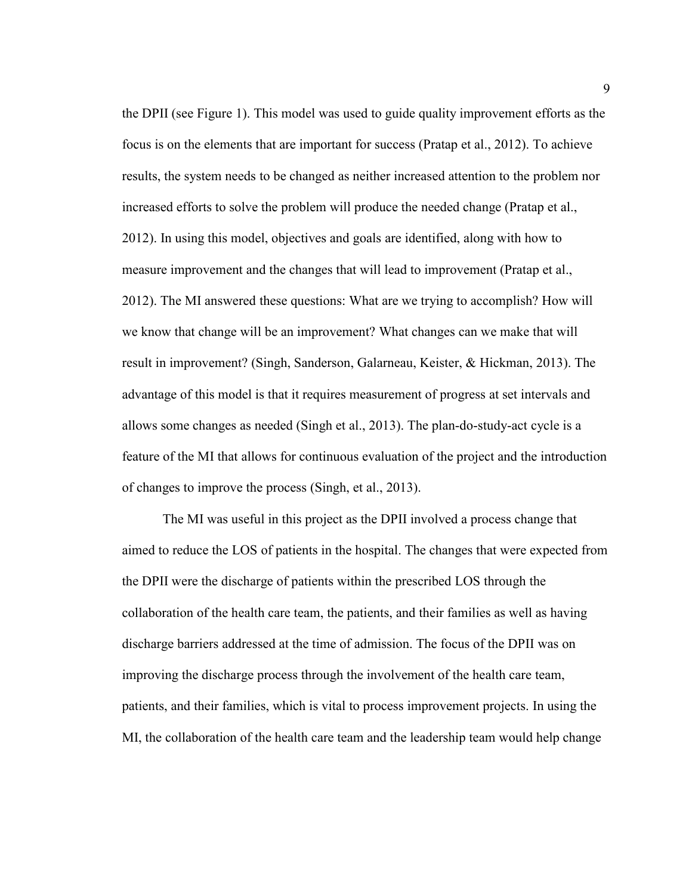the DPII (see Figure 1). This model was used to guide quality improvement efforts as the focus is on the elements that are important for success (Pratap et al., 2012). To achieve results, the system needs to be changed as neither increased attention to the problem nor increased efforts to solve the problem will produce the needed change (Pratap et al., 2012). In using this model, objectives and goals are identified, along with how to measure improvement and the changes that will lead to improvement (Pratap et al., 2012). The MI answered these questions: What are we trying to accomplish? How will we know that change will be an improvement? What changes can we make that will result in improvement? (Singh, Sanderson, Galarneau, Keister, & Hickman, 2013). The advantage of this model is that it requires measurement of progress at set intervals and allows some changes as needed (Singh et al., 2013). The plan-do-study-act cycle is a feature of the MI that allows for continuous evaluation of the project and the introduction of changes to improve the process (Singh, et al., 2013).

The MI was useful in this project as the DPII involved a process change that aimed to reduce the LOS of patients in the hospital. The changes that were expected from the DPII were the discharge of patients within the prescribed LOS through the collaboration of the health care team, the patients, and their families as well as having discharge barriers addressed at the time of admission. The focus of the DPII was on improving the discharge process through the involvement of the health care team, patients, and their families, which is vital to process improvement projects. In using the MI, the collaboration of the health care team and the leadership team would help change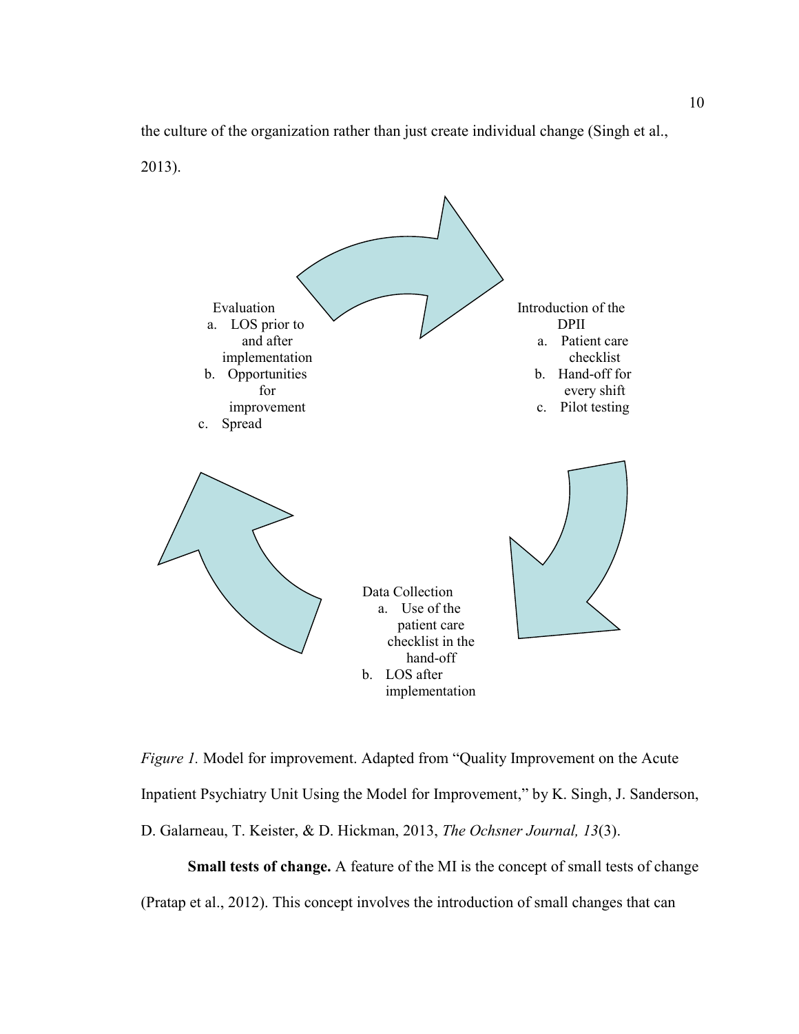the culture of the organization rather than just create individual change (Singh et al., 2013).

Evaluation
a. LOS prior to and after implementation
b. Opportunities for improvement
c. Spread

Introduction of the DPII
a. Patient care checklist
b. Hand-off for every shift
c. Pilot testing

Data Collection
a. Use of the patient care checklist in the hand-off
b. LOS after implementation

*Figure 1.* Model for improvement. Adapted from "Quality Improvement on the Acute Inpatient Psychiatry Unit Using the Model for Improvement," by K. Singh, J. Sanderson, D. Galarneau, T. Keister, & D. Hickman, 2013, *The Ochsner Journal, 13*(3).

**Small tests of change.** A feature of the MI is the concept of small tests of change (Pratap et al., 2012). This concept involves the introduction of small changes that can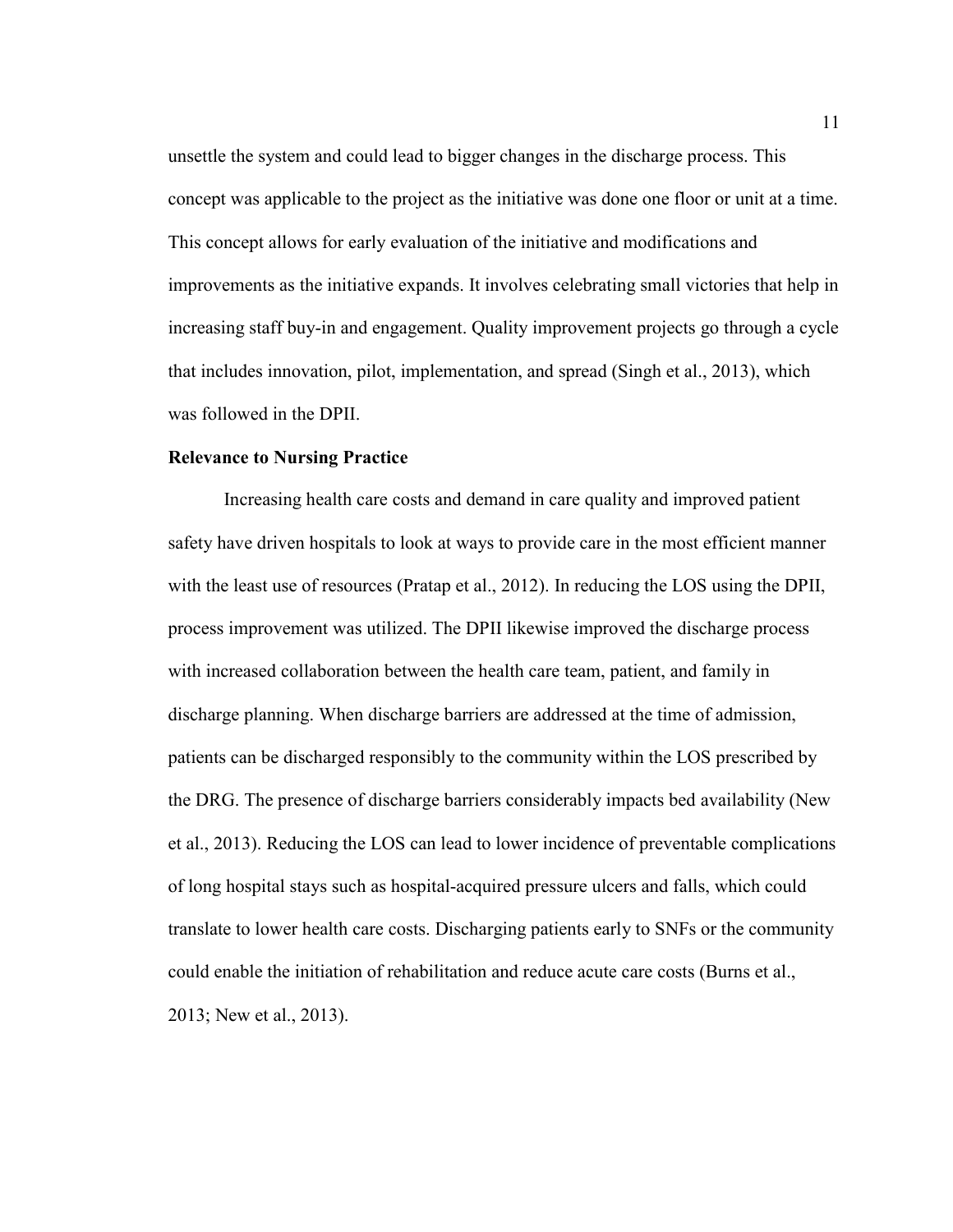unsettle the system and could lead to bigger changes in the discharge process. This concept was applicable to the project as the initiative was done one floor or unit at a time. This concept allows for early evaluation of the initiative and modifications and improvements as the initiative expands. It involves celebrating small victories that help in increasing staff buy-in and engagement. Quality improvement projects go through a cycle that includes innovation, pilot, implementation, and spread (Singh et al., 2013), which was followed in the DPII.

**Relevance to Nursing Practice**

Increasing health care costs and demand in care quality and improved patient safety have driven hospitals to look at ways to provide care in the most efficient manner with the least use of resources (Pratap et al., 2012). In reducing the LOS using the DPII, process improvement was utilized. The DPII likewise improved the discharge process with increased collaboration between the health care team, patient, and family in discharge planning. When discharge barriers are addressed at the time of admission, patients can be discharged responsibly to the community within the LOS prescribed by the DRG. The presence of discharge barriers considerably impacts bed availability (New et al., 2013). Reducing the LOS can lead to lower incidence of preventable complications of long hospital stays such as hospital-acquired pressure ulcers and falls, which could translate to lower health care costs. Discharging patients early to SNFs or the community could enable the initiation of rehabilitation and reduce acute care costs (Burns et al., 2013; New et al., 2013).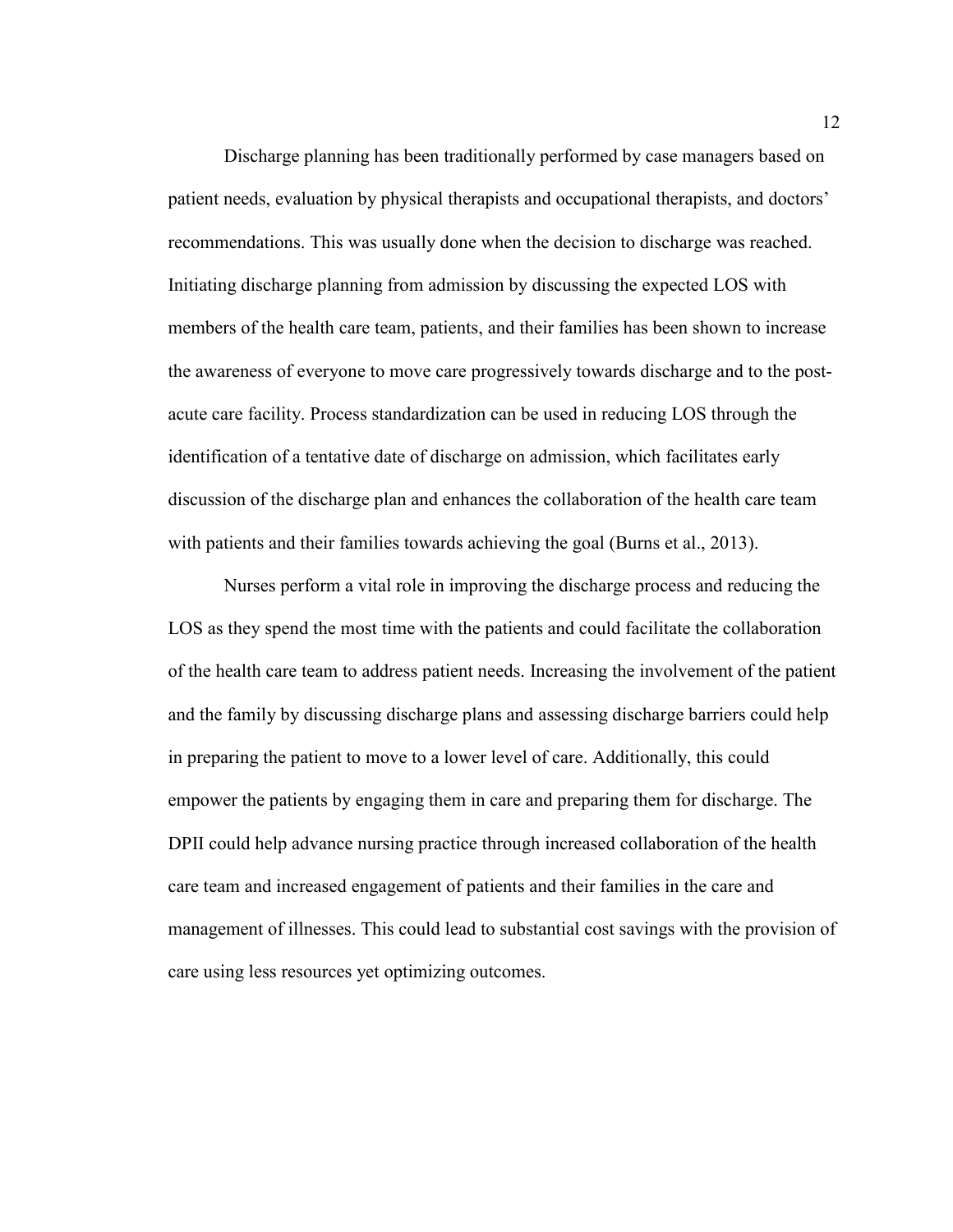Discharge planning has been traditionally performed by case managers based on patient needs, evaluation by physical therapists and occupational therapists, and doctors' recommendations. This was usually done when the decision to discharge was reached. Initiating discharge planning from admission by discussing the expected LOS with members of the health care team, patients, and their families has been shown to increase the awareness of everyone to move care progressively towards discharge and to the post-acute care facility. Process standardization can be used in reducing LOS through the identification of a tentative date of discharge on admission, which facilitates early discussion of the discharge plan and enhances the collaboration of the health care team with patients and their families towards achieving the goal (Burns et al., 2013).

Nurses perform a vital role in improving the discharge process and reducing the LOS as they spend the most time with the patients and could facilitate the collaboration of the health care team to address patient needs. Increasing the involvement of the patient and the family by discussing discharge plans and assessing discharge barriers could help in preparing the patient to move to a lower level of care. Additionally, this could empower the patients by engaging them in care and preparing them for discharge. The DPII could help advance nursing practice through increased collaboration of the health care team and increased engagement of patients and their families in the care and management of illnesses. This could lead to substantial cost savings with the provision of care using less resources yet optimizing outcomes.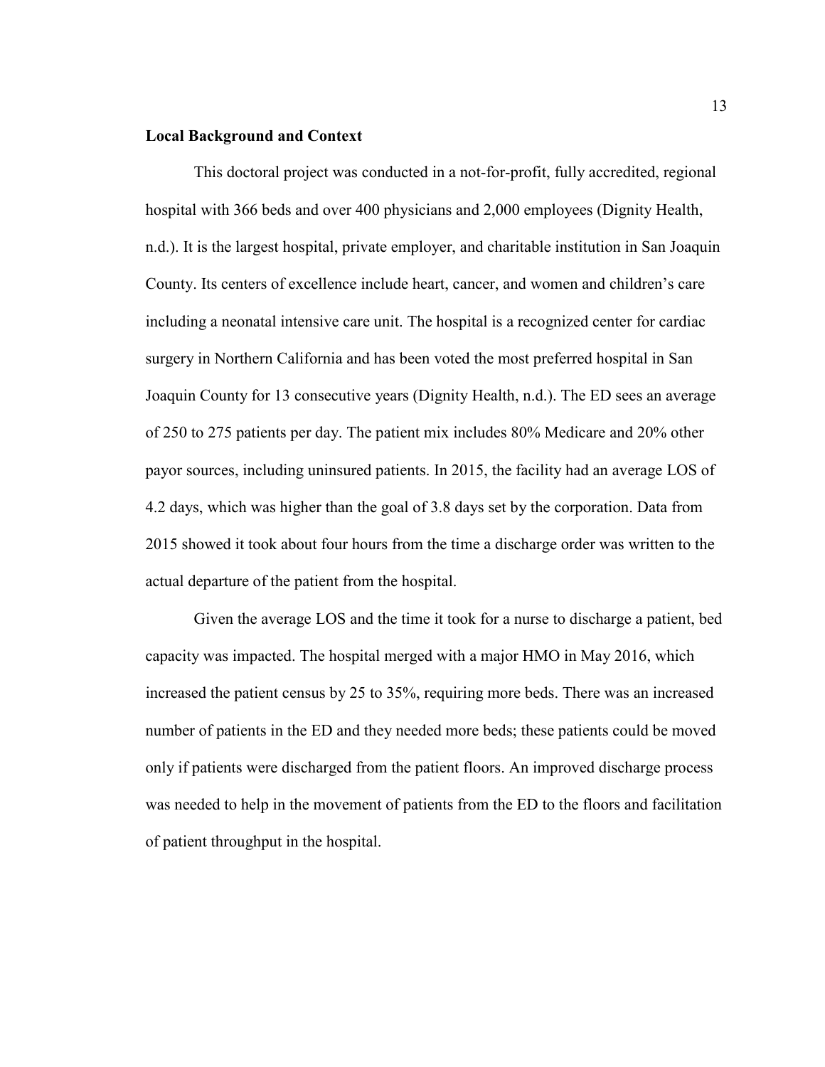**Local Background and Context**

This doctoral project was conducted in a not-for-profit, fully accredited, regional hospital with 366 beds and over 400 physicians and 2,000 employees (Dignity Health, n.d.). It is the largest hospital, private employer, and charitable institution in San Joaquin County. Its centers of excellence include heart, cancer, and women and children's care including a neonatal intensive care unit. The hospital is a recognized center for cardiac surgery in Northern California and has been voted the most preferred hospital in San Joaquin County for 13 consecutive years (Dignity Health, n.d.). The ED sees an average of 250 to 275 patients per day. The patient mix includes 80% Medicare and 20% other payor sources, including uninsured patients. In 2015, the facility had an average LOS of 4.2 days, which was higher than the goal of 3.8 days set by the corporation. Data from 2015 showed it took about four hours from the time a discharge order was written to the actual departure of the patient from the hospital.

Given the average LOS and the time it took for a nurse to discharge a patient, bed capacity was impacted. The hospital merged with a major HMO in May 2016, which increased the patient census by 25 to 35%, requiring more beds. There was an increased number of patients in the ED and they needed more beds; these patients could be moved only if patients were discharged from the patient floors. An improved discharge process was needed to help in the movement of patients from the ED to the floors and facilitation of patient throughput in the hospital.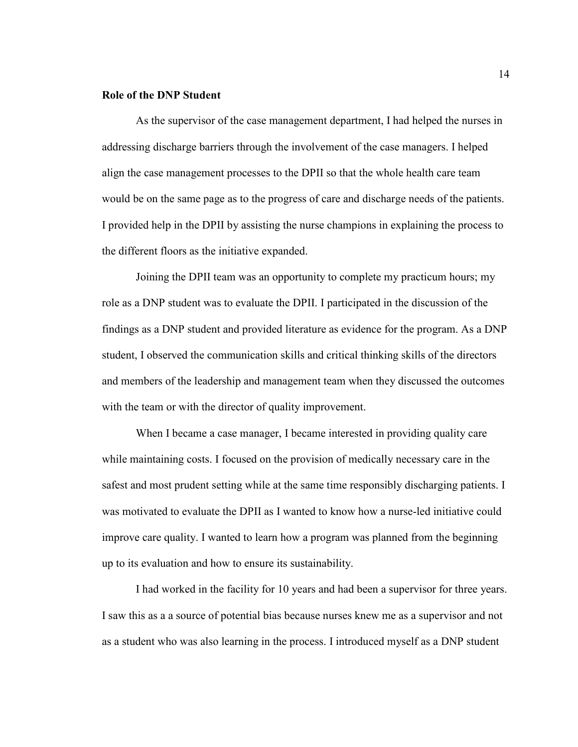**Role of the DNP Student**

As the supervisor of the case management department, I had helped the nurses in addressing discharge barriers through the involvement of the case managers. I helped align the case management processes to the DPII so that the whole health care team would be on the same page as to the progress of care and discharge needs of the patients. I provided help in the DPII by assisting the nurse champions in explaining the process to the different floors as the initiative expanded.

Joining the DPII team was an opportunity to complete my practicum hours; my role as a DNP student was to evaluate the DPII. I participated in the discussion of the findings as a DNP student and provided literature as evidence for the program. As a DNP student, I observed the communication skills and critical thinking skills of the directors and members of the leadership and management team when they discussed the outcomes with the team or with the director of quality improvement.

When I became a case manager, I became interested in providing quality care while maintaining costs. I focused on the provision of medically necessary care in the safest and most prudent setting while at the same time responsibly discharging patients. I was motivated to evaluate the DPII as I wanted to know how a nurse-led initiative could improve care quality. I wanted to learn how a program was planned from the beginning up to its evaluation and how to ensure its sustainability.

I had worked in the facility for 10 years and had been a supervisor for three years. I saw this as a a source of potential bias because nurses knew me as a supervisor and not as a student who was also learning in the process. I introduced myself as a DNP student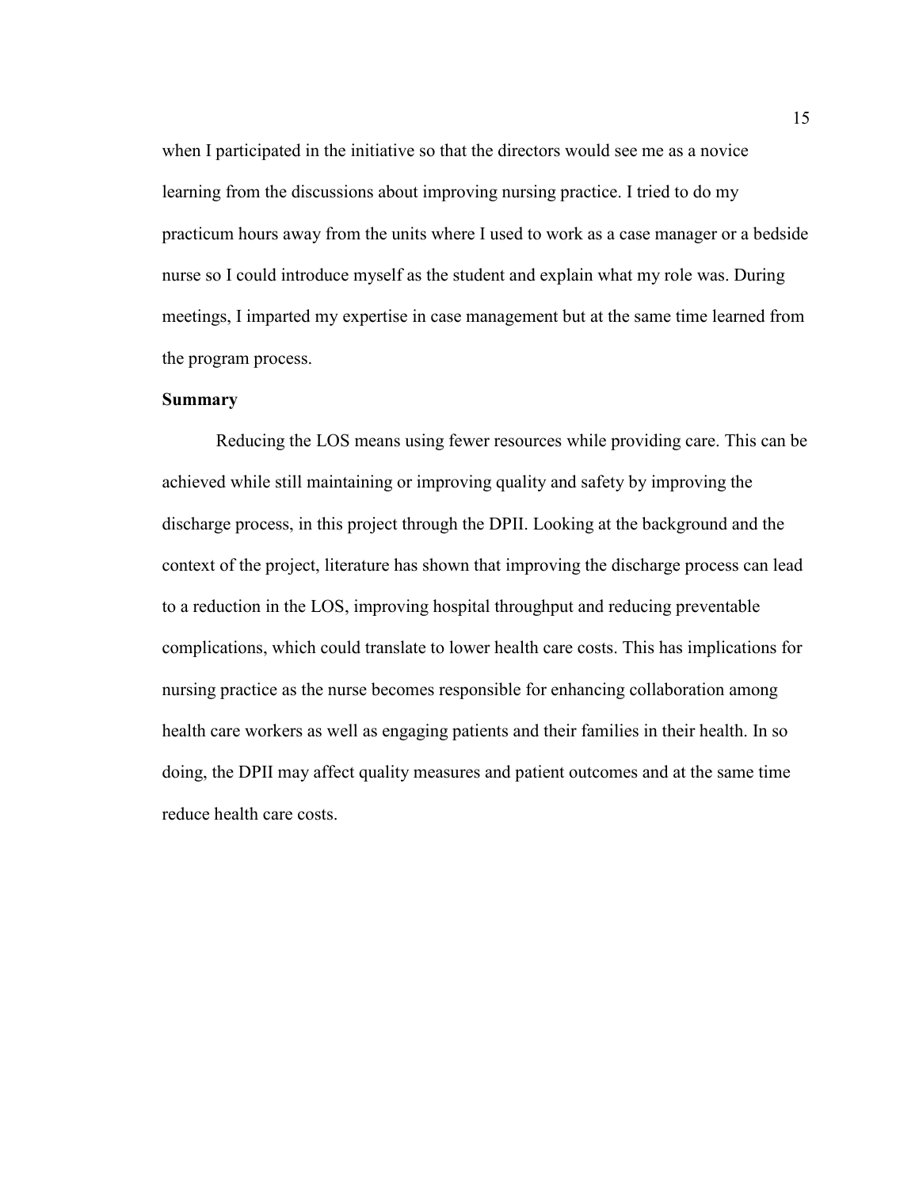when I participated in the initiative so that the directors would see me as a novice learning from the discussions about improving nursing practice. I tried to do my practicum hours away from the units where I used to work as a case manager or a bedside nurse so I could introduce myself as the student and explain what my role was. During meetings, I imparted my expertise in case management but at the same time learned from the program process.

## Summary

Reducing the LOS means using fewer resources while providing care. This can be achieved while still maintaining or improving quality and safety by improving the discharge process, in this project through the DPII. Looking at the background and the context of the project, literature has shown that improving the discharge process can lead to a reduction in the LOS, improving hospital throughput and reducing preventable complications, which could translate to lower health care costs. This has implications for nursing practice as the nurse becomes responsible for enhancing collaboration among health care workers as well as engaging patients and their families in their health. In so doing, the DPII may affect quality measures and patient outcomes and at the same time reduce health care costs.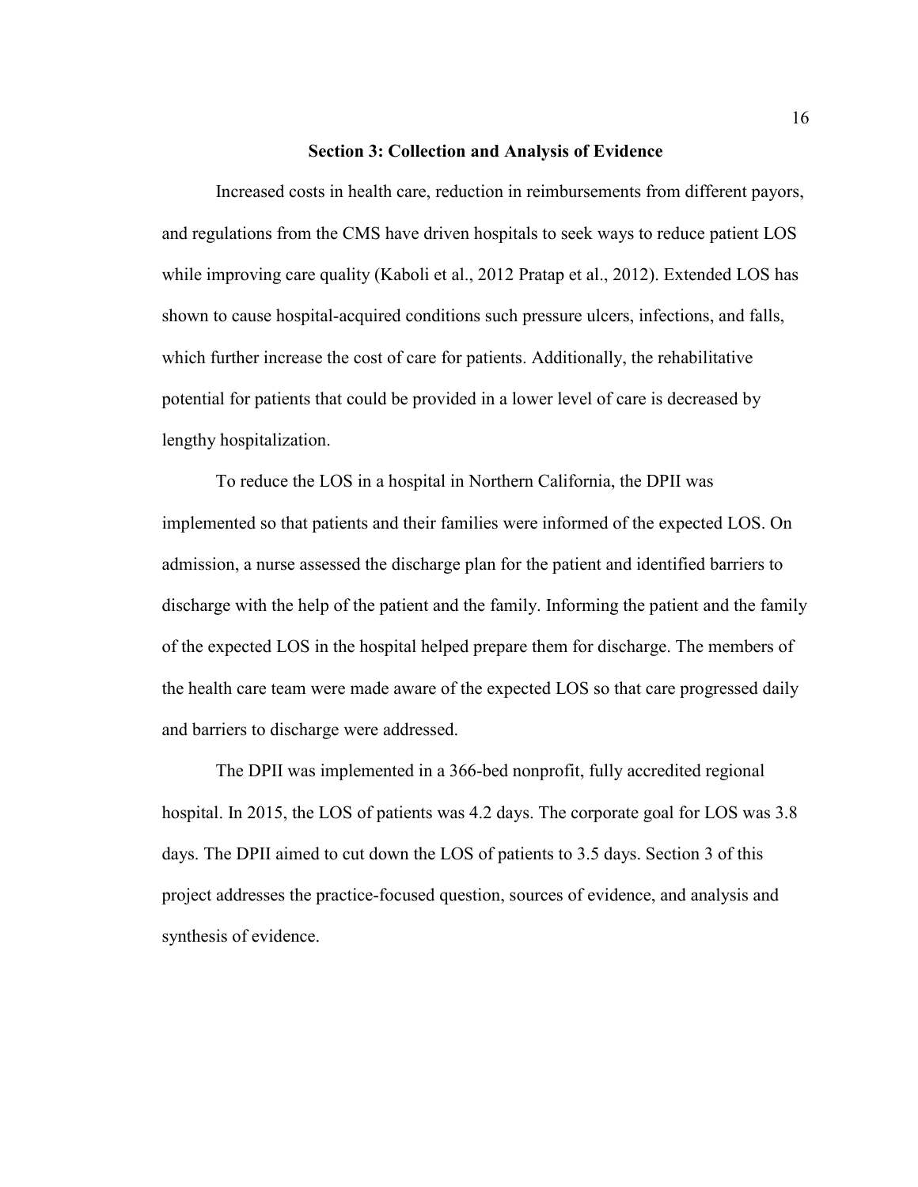## Section 3: Collection and Analysis of Evidence

Increased costs in health care, reduction in reimbursements from different payors, and regulations from the CMS have driven hospitals to seek ways to reduce patient LOS while improving care quality (Kaboli et al., 2012 Pratap et al., 2012). Extended LOS has shown to cause hospital-acquired conditions such pressure ulcers, infections, and falls, which further increase the cost of care for patients. Additionally, the rehabilitative potential for patients that could be provided in a lower level of care is decreased by lengthy hospitalization.

To reduce the LOS in a hospital in Northern California, the DPII was implemented so that patients and their families were informed of the expected LOS. On admission, a nurse assessed the discharge plan for the patient and identified barriers to discharge with the help of the patient and the family. Informing the patient and the family of the expected LOS in the hospital helped prepare them for discharge. The members of the health care team were made aware of the expected LOS so that care progressed daily and barriers to discharge were addressed.

The DPII was implemented in a 366-bed nonprofit, fully accredited regional hospital. In 2015, the LOS of patients was 4.2 days. The corporate goal for LOS was 3.8 days. The DPII aimed to cut down the LOS of patients to 3.5 days. Section 3 of this project addresses the practice-focused question, sources of evidence, and analysis and synthesis of evidence.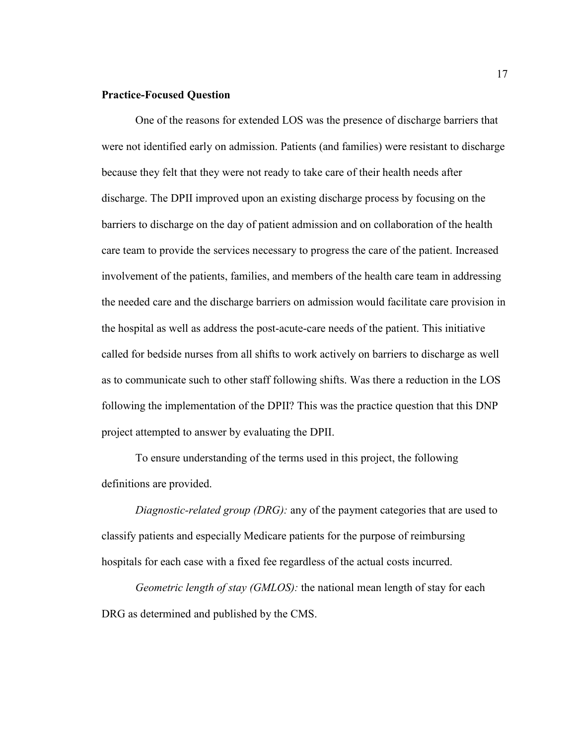## Practice-Focused Question

One of the reasons for extended LOS was the presence of discharge barriers that were not identified early on admission. Patients (and families) were resistant to discharge because they felt that they were not ready to take care of their health needs after discharge. The DPII improved upon an existing discharge process by focusing on the barriers to discharge on the day of patient admission and on collaboration of the health care team to provide the services necessary to progress the care of the patient. Increased involvement of the patients, families, and members of the health care team in addressing the needed care and the discharge barriers on admission would facilitate care provision in the hospital as well as address the post-acute-care needs of the patient. This initiative called for bedside nurses from all shifts to work actively on barriers to discharge as well as to communicate such to other staff following shifts. Was there a reduction in the LOS following the implementation of the DPII? This was the practice question that this DNP project attempted to answer by evaluating the DPII.

To ensure understanding of the terms used in this project, the following definitions are provided.

*Diagnostic-related group (DRG):* any of the payment categories that are used to classify patients and especially Medicare patients for the purpose of reimbursing hospitals for each case with a fixed fee regardless of the actual costs incurred.

*Geometric length of stay (GMLOS):* the national mean length of stay for each DRG as determined and published by the CMS.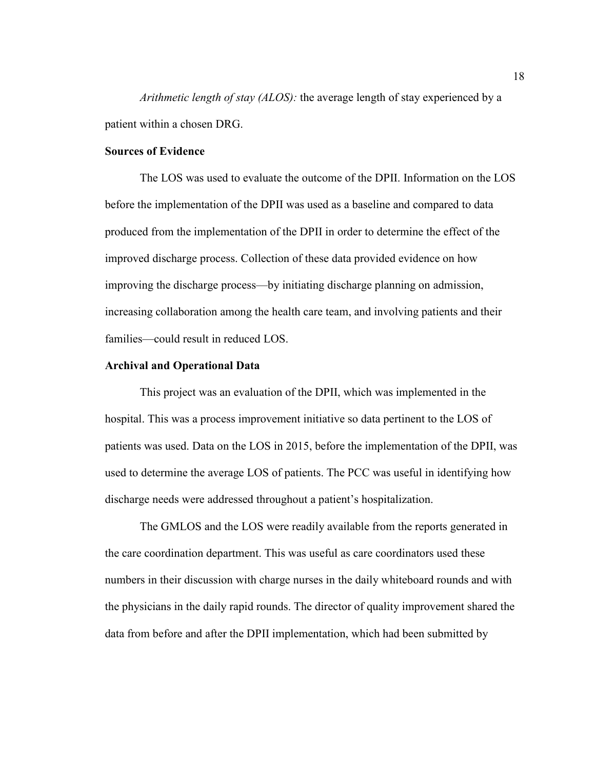*Arithmetic length of stay (ALOS):* the average length of stay experienced by a patient within a chosen DRG.

**Sources of Evidence**

The LOS was used to evaluate the outcome of the DPII. Information on the LOS before the implementation of the DPII was used as a baseline and compared to data produced from the implementation of the DPII in order to determine the effect of the improved discharge process. Collection of these data provided evidence on how improving the discharge process—by initiating discharge planning on admission, increasing collaboration among the health care team, and involving patients and their families—could result in reduced LOS.

**Archival and Operational Data**

This project was an evaluation of the DPII, which was implemented in the hospital. This was a process improvement initiative so data pertinent to the LOS of patients was used. Data on the LOS in 2015, before the implementation of the DPII, was used to determine the average LOS of patients. The PCC was useful in identifying how discharge needs were addressed throughout a patient's hospitalization.

The GMLOS and the LOS were readily available from the reports generated in the care coordination department. This was useful as care coordinators used these numbers in their discussion with charge nurses in the daily whiteboard rounds and with the physicians in the daily rapid rounds. The director of quality improvement shared the data from before and after the DPII implementation, which had been submitted by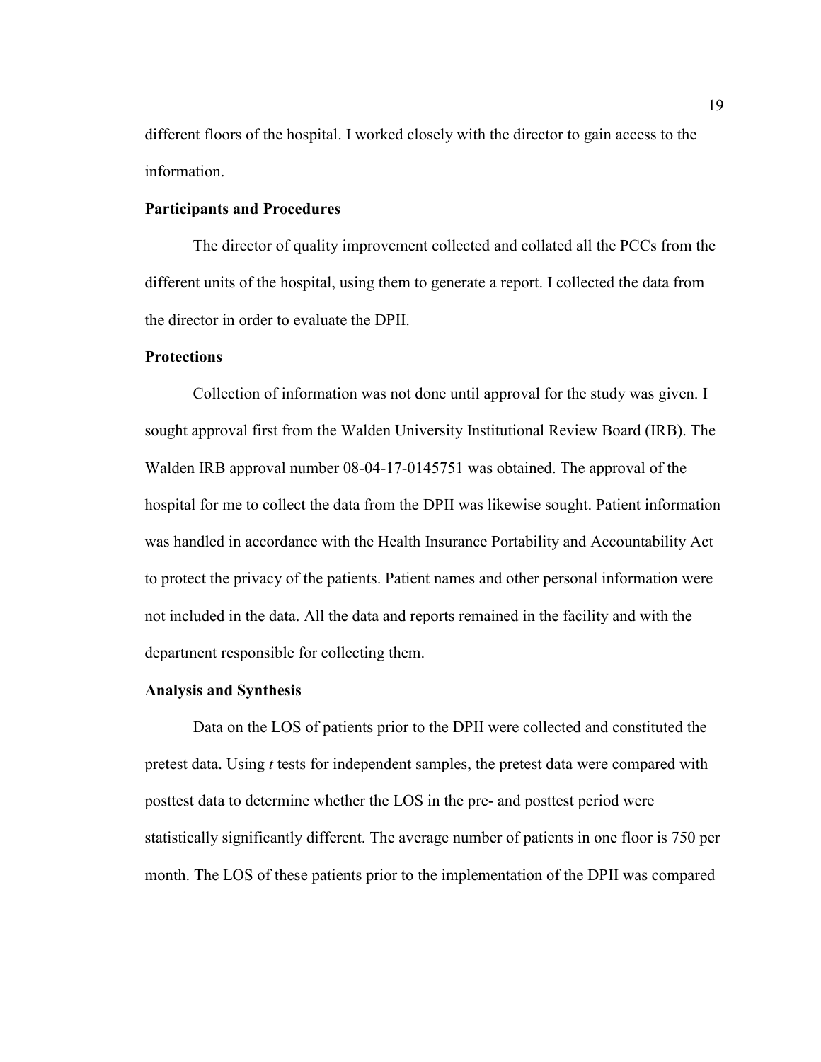different floors of the hospital. I worked closely with the director to gain access to the information.

### Participants and Procedures

The director of quality improvement collected and collated all the PCCs from the different units of the hospital, using them to generate a report. I collected the data from the director in order to evaluate the DPII.

### Protections

Collection of information was not done until approval for the study was given. I sought approval first from the Walden University Institutional Review Board (IRB). The Walden IRB approval number 08-04-17-0145751 was obtained. The approval of the hospital for me to collect the data from the DPII was likewise sought. Patient information was handled in accordance with the Health Insurance Portability and Accountability Act to protect the privacy of the patients. Patient names and other personal information were not included in the data. All the data and reports remained in the facility and with the department responsible for collecting them.

### Analysis and Synthesis

Data on the LOS of patients prior to the DPII were collected and constituted the pretest data. Using *t* tests for independent samples, the pretest data were compared with posttest data to determine whether the LOS in the pre- and posttest period were statistically significantly different. The average number of patients in one floor is 750 per month. The LOS of these patients prior to the implementation of the DPII was compared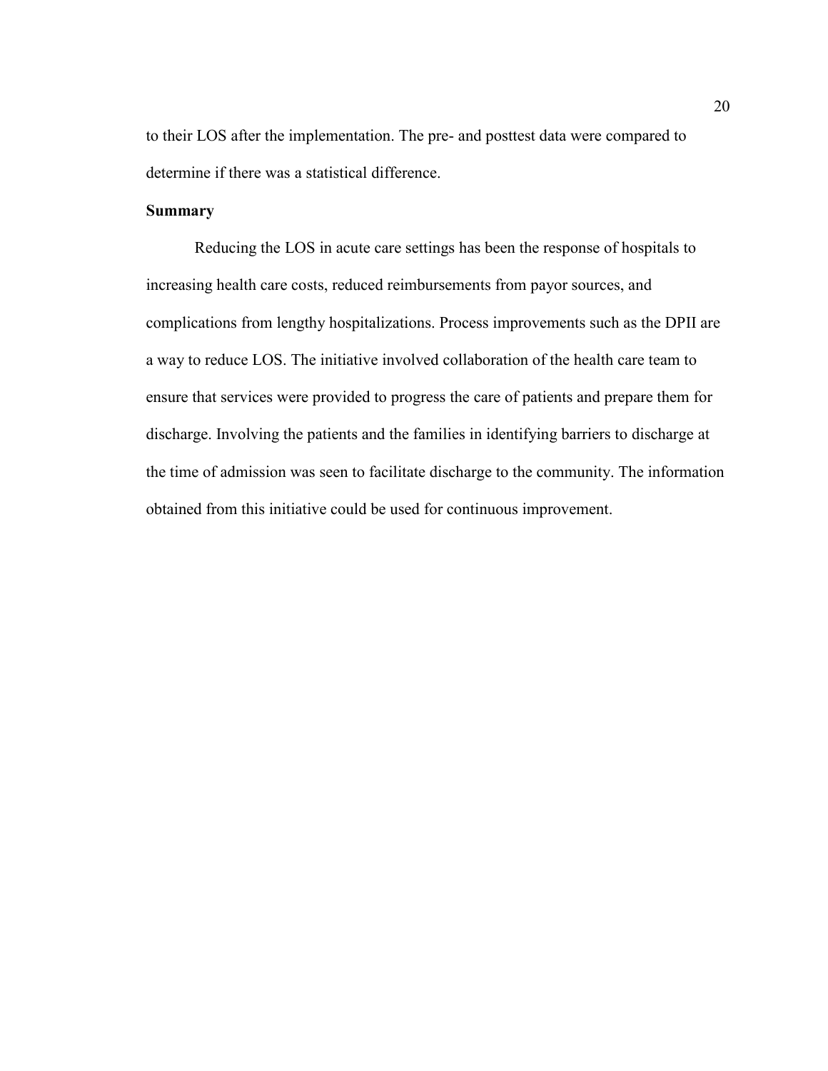to their LOS after the implementation. The pre- and posttest data were compared to determine if there was a statistical difference.

## Summary

Reducing the LOS in acute care settings has been the response of hospitals to increasing health care costs, reduced reimbursements from payor sources, and complications from lengthy hospitalizations. Process improvements such as the DPII are a way to reduce LOS. The initiative involved collaboration of the health care team to ensure that services were provided to progress the care of patients and prepare them for discharge. Involving the patients and the families in identifying barriers to discharge at the time of admission was seen to facilitate discharge to the community. The information obtained from this initiative could be used for continuous improvement.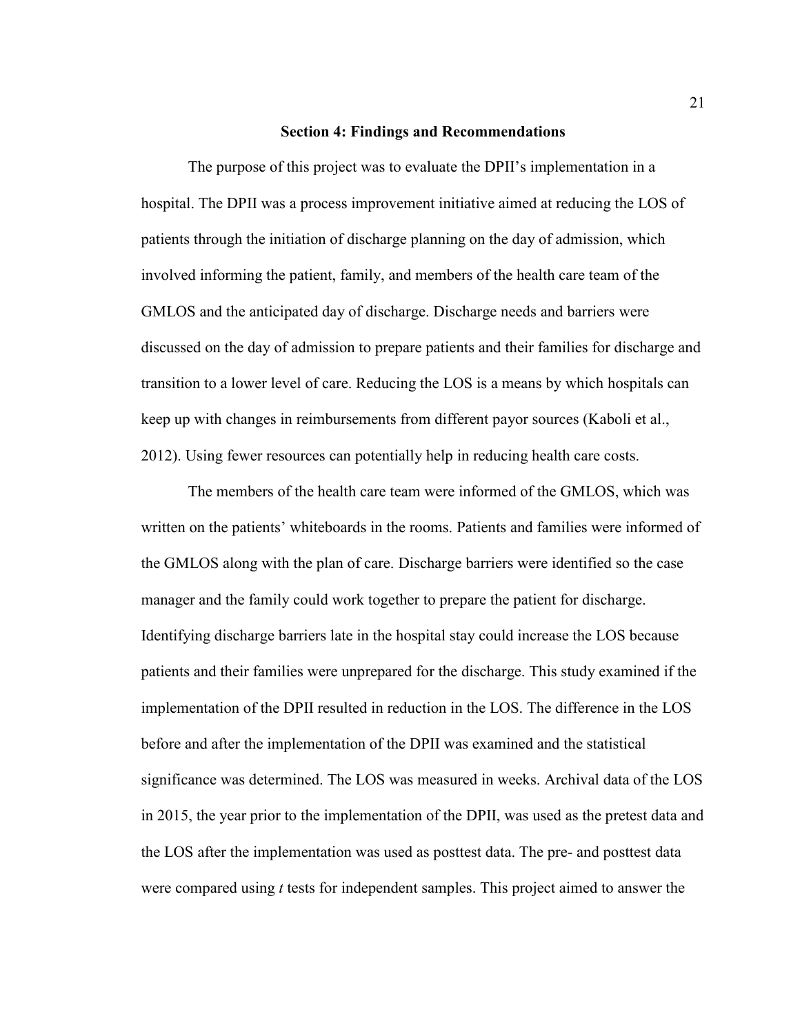## Section 4: Findings and Recommendations

The purpose of this project was to evaluate the DPII's implementation in a hospital. The DPII was a process improvement initiative aimed at reducing the LOS of patients through the initiation of discharge planning on the day of admission, which involved informing the patient, family, and members of the health care team of the GMLOS and the anticipated day of discharge. Discharge needs and barriers were discussed on the day of admission to prepare patients and their families for discharge and transition to a lower level of care. Reducing the LOS is a means by which hospitals can keep up with changes in reimbursements from different payor sources (Kaboli et al., 2012). Using fewer resources can potentially help in reducing health care costs.

The members of the health care team were informed of the GMLOS, which was written on the patients' whiteboards in the rooms. Patients and families were informed of the GMLOS along with the plan of care. Discharge barriers were identified so the case manager and the family could work together to prepare the patient for discharge. Identifying discharge barriers late in the hospital stay could increase the LOS because patients and their families were unprepared for the discharge. This study examined if the implementation of the DPII resulted in reduction in the LOS. The difference in the LOS before and after the implementation of the DPII was examined and the statistical significance was determined. The LOS was measured in weeks. Archival data of the LOS in 2015, the year prior to the implementation of the DPII, was used as the pretest data and the LOS after the implementation was used as posttest data. The pre- and posttest data were compared using *t* tests for independent samples. This project aimed to answer the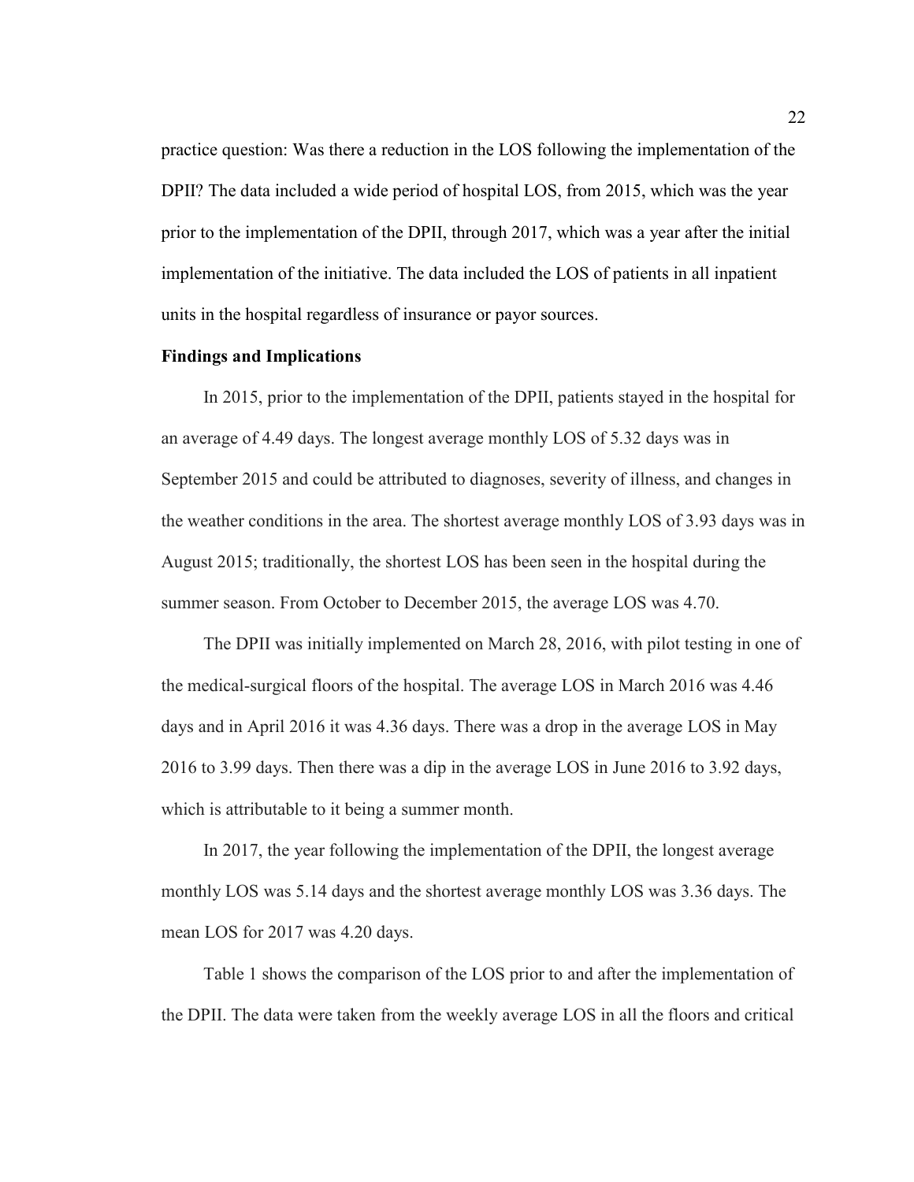practice question: Was there a reduction in the LOS following the implementation of the DPII? The data included a wide period of hospital LOS, from 2015, which was the year prior to the implementation of the DPII, through 2017, which was a year after the initial implementation of the initiative. The data included the LOS of patients in all inpatient units in the hospital regardless of insurance or payor sources.

**Findings and Implications**

In 2015, prior to the implementation of the DPII, patients stayed in the hospital for an average of 4.49 days. The longest average monthly LOS of 5.32 days was in September 2015 and could be attributed to diagnoses, severity of illness, and changes in the weather conditions in the area. The shortest average monthly LOS of 3.93 days was in August 2015; traditionally, the shortest LOS has been seen in the hospital during the summer season. From October to December 2015, the average LOS was 4.70.

The DPII was initially implemented on March 28, 2016, with pilot testing in one of the medical-surgical floors of the hospital. The average LOS in March 2016 was 4.46 days and in April 2016 it was 4.36 days. There was a drop in the average LOS in May 2016 to 3.99 days. Then there was a dip in the average LOS in June 2016 to 3.92 days, which is attributable to it being a summer month.

In 2017, the year following the implementation of the DPII, the longest average monthly LOS was 5.14 days and the shortest average monthly LOS was 3.36 days. The mean LOS for 2017 was 4.20 days.

Table 1 shows the comparison of the LOS prior to and after the implementation of the DPII. The data were taken from the weekly average LOS in all the floors and critical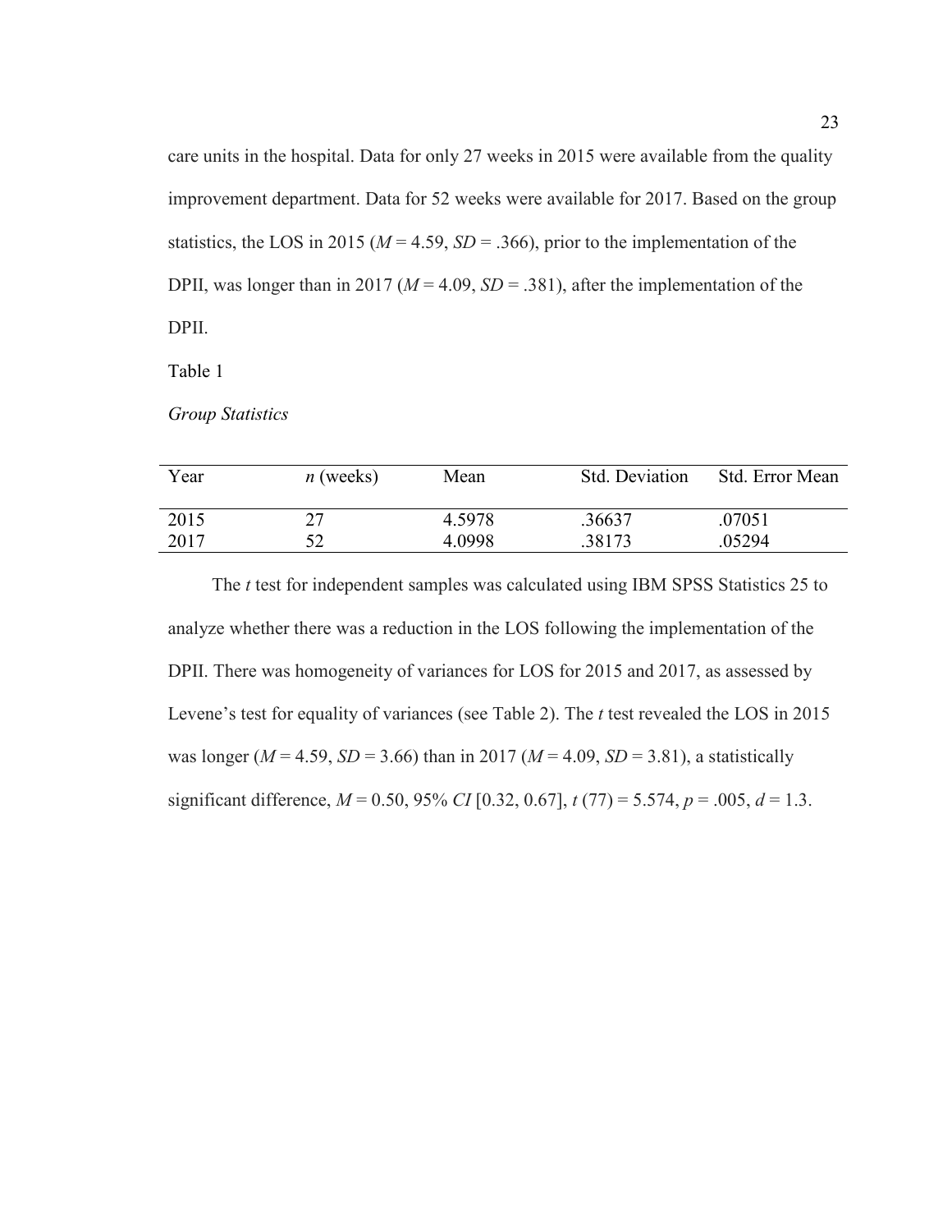care units in the hospital. Data for only 27 weeks in 2015 were available from the quality improvement department. Data for 52 weeks were available for 2017. Based on the group statistics, the LOS in 2015 ($M = 4.59$, $SD = .366$), prior to the implementation of the DPII, was longer than in 2017 ($M = 4.09$, $SD = .381$), after the implementation of the DPII.

Table 1

*Group Statistics*

| Year | *n* (weeks) | Mean | Std. Deviation | Std. Error Mean |
|---|---|---|---|---|
| 2015 | 27 | 4.5978 | .36637 | .07051 |
| 2017 | 52 | 4.0998 | .38173 | .05294 |

The *t* test for independent samples was calculated using IBM SPSS Statistics 25 to analyze whether there was a reduction in the LOS following the implementation of the DPII. There was homogeneity of variances for LOS for 2015 and 2017, as assessed by Levene's test for equality of variances (see Table 2). The *t* test revealed the LOS in 2015 was longer ($M = 4.59$, $SD = 3.66$) than in 2017 ($M = 4.09$, $SD = 3.81$), a statistically significant difference, $M = 0.50$, 95% $CI$ [0.32, 0.67], $t\ (77) = 5.574$, $p = .005$, $d = 1.3$.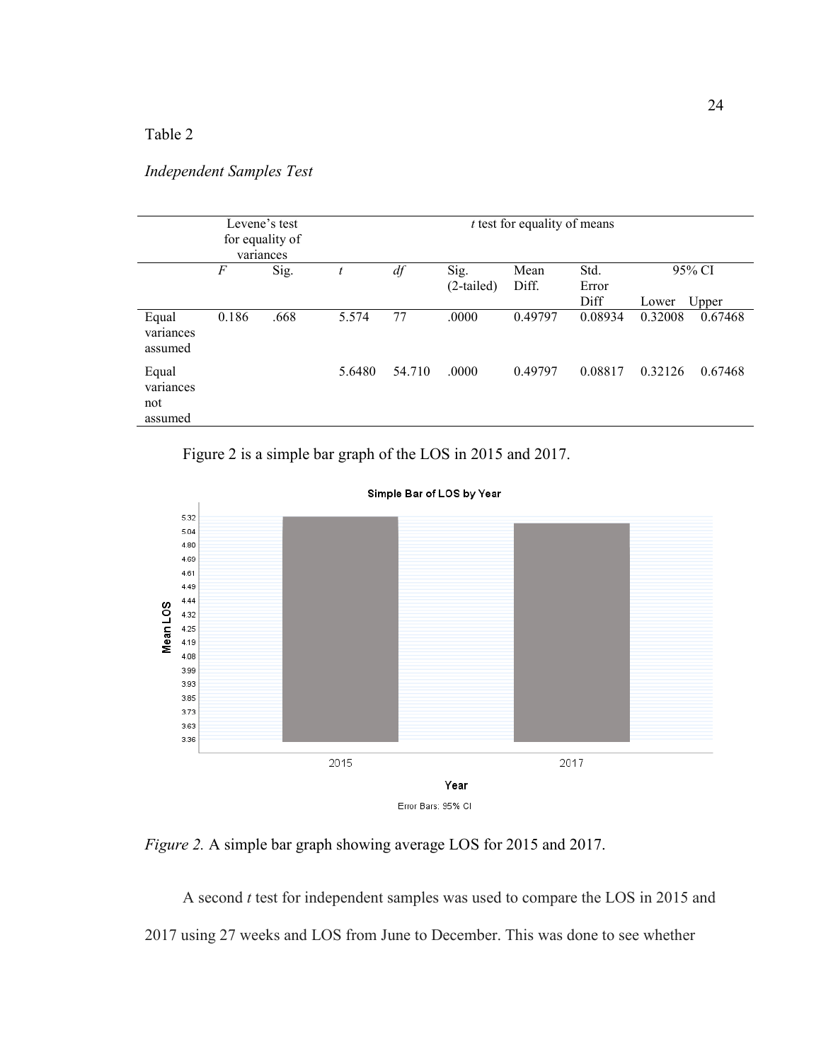Table 2

*Independent Samples Test*

| | Levene's test for equality of variances | | *t* test for equality of means | | | | | | |
|---|---|---|---|---|---|---|---|---|---|
| | *F* | Sig. | *t* | *df* | Sig. (2-tailed) | Mean Diff. | Std. Error Diff | 95% CI Lower | 95% CI Upper |
| Equal variances assumed | 0.186 | .668 | 5.574 | 77 | .0000 | 0.49797 | 0.08934 | 0.32008 | 0.67468 |
| Equal variances not assumed | | | 5.6480 | 54.710 | .0000 | 0.49797 | 0.08817 | 0.32126 | 0.67468 |

Figure 2 is a simple bar graph of the LOS in 2015 and 2017.

*Figure 2.* A simple bar graph showing average LOS for 2015 and 2017.

A second *t* test for independent samples was used to compare the LOS in 2015 and 2017 using 27 weeks and LOS from June to December. This was done to see whether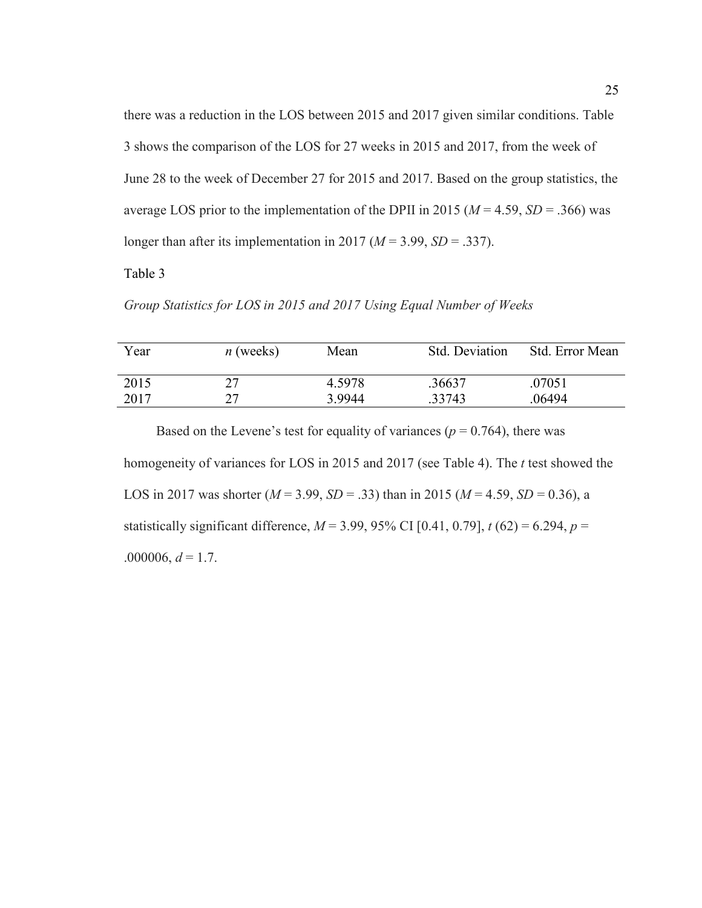there was a reduction in the LOS between 2015 and 2017 given similar conditions. Table 3 shows the comparison of the LOS for 27 weeks in 2015 and 2017, from the week of June 28 to the week of December 27 for 2015 and 2017. Based on the group statistics, the average LOS prior to the implementation of the DPII in 2015 ($M$ = 4.59, $SD$ = .366) was longer than after its implementation in 2017 ($M$ = 3.99, $SD$ = .337).

Table 3

*Group Statistics for LOS in 2015 and 2017 Using Equal Number of Weeks*

| Year | $n$ (weeks) | Mean | Std. Deviation | Std. Error Mean |
|---|---|---|---|---|
| 2015 | 27 | 4.5978 | .36637 | .07051 |
| 2017 | 27 | 3.9944 | .33743 | .06494 |

Based on the Levene's test for equality of variances ($p$ = 0.764), there was homogeneity of variances for LOS in 2015 and 2017 (see Table 4). The $t$ test showed the LOS in 2017 was shorter ($M$ = 3.99, $SD$ = .33) than in 2015 ($M$ = 4.59, $SD$ = 0.36), a statistically significant difference, $M$ = 3.99, 95% CI [0.41, 0.79], $t$ (62) = 6.294, $p$ = .000006, $d$ = 1.7.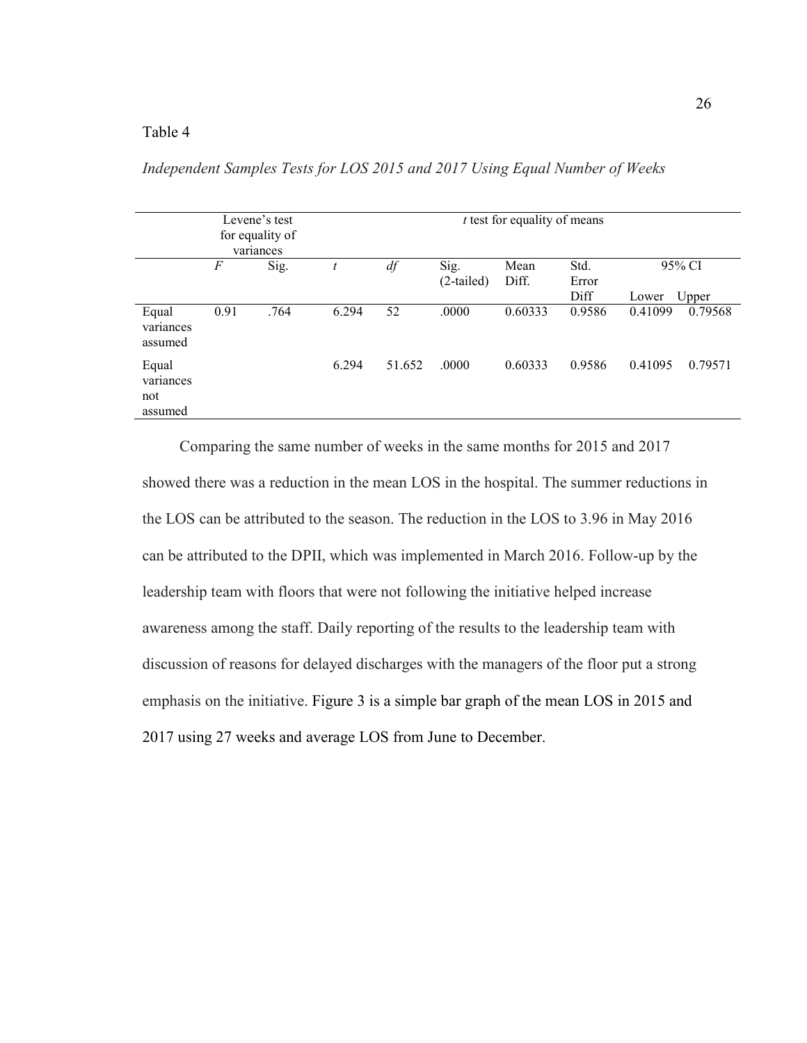Table 4

*Independent Samples Tests for LOS 2015 and 2017 Using Equal Number of Weeks*

| | Levene's test for equality of variances | | *t* test for equality of means | | | | | | |
|---|---|---|---|---|---|---|---|---|---|
| | *F* | Sig. | *t* | *df* | Sig. (2-tailed) | Mean Diff. | Std. Error Diff | 95% CI Lower | 95% CI Upper |
| Equal variances assumed | 0.91 | .764 | 6.294 | 52 | .0000 | 0.60333 | 0.9586 | 0.41099 | 0.79568 |
| Equal variances not assumed | | | 6.294 | 51.652 | .0000 | 0.60333 | 0.9586 | 0.41095 | 0.79571 |

Comparing the same number of weeks in the same months for 2015 and 2017 showed there was a reduction in the mean LOS in the hospital. The summer reductions in the LOS can be attributed to the season. The reduction in the LOS to 3.96 in May 2016 can be attributed to the DPII, which was implemented in March 2016. Follow-up by the leadership team with floors that were not following the initiative helped increase awareness among the staff. Daily reporting of the results to the leadership team with discussion of reasons for delayed discharges with the managers of the floor put a strong emphasis on the initiative. Figure 3 is a simple bar graph of the mean LOS in 2015 and 2017 using 27 weeks and average LOS from June to December.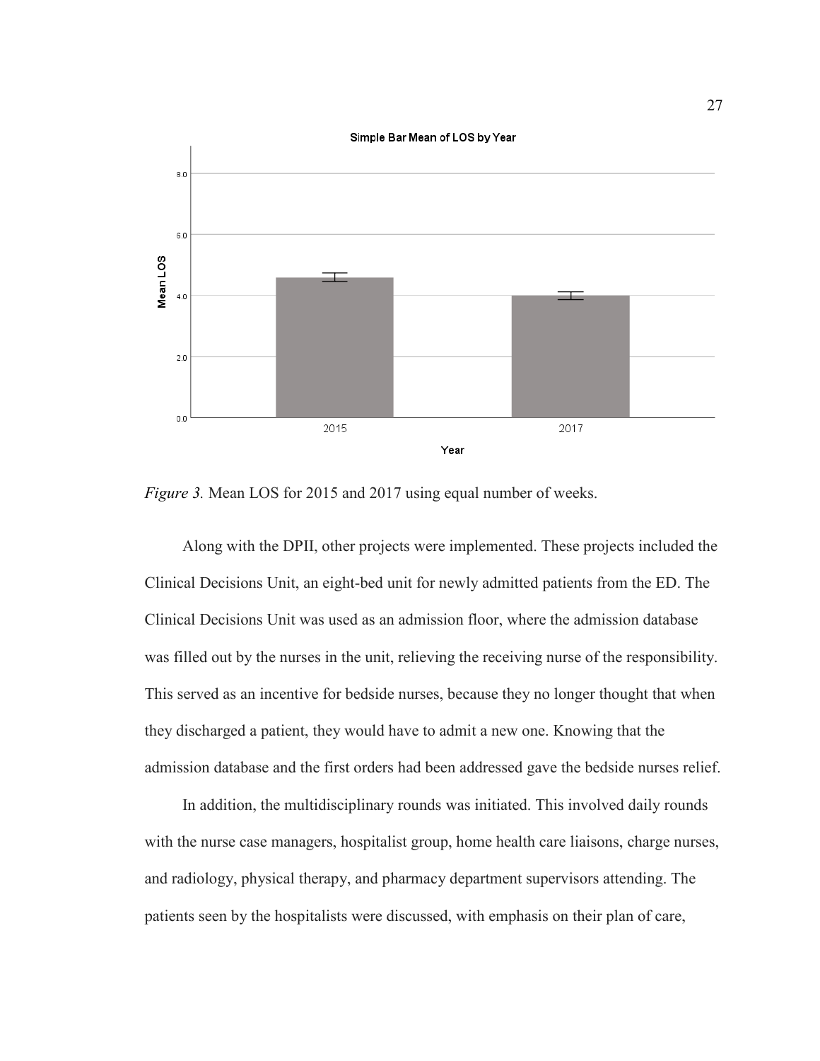*Figure 3.* Mean LOS for 2015 and 2017 using equal number of weeks.

Along with the DPII, other projects were implemented. These projects included the Clinical Decisions Unit, an eight-bed unit for newly admitted patients from the ED. The Clinical Decisions Unit was used as an admission floor, where the admission database was filled out by the nurses in the unit, relieving the receiving nurse of the responsibility. This served as an incentive for bedside nurses, because they no longer thought that when they discharged a patient, they would have to admit a new one. Knowing that the admission database and the first orders had been addressed gave the bedside nurses relief.

In addition, the multidisciplinary rounds was initiated. This involved daily rounds with the nurse case managers, hospitalist group, home health care liaisons, charge nurses, and radiology, physical therapy, and pharmacy department supervisors attending. The patients seen by the hospitalists were discussed, with emphasis on their plan of care,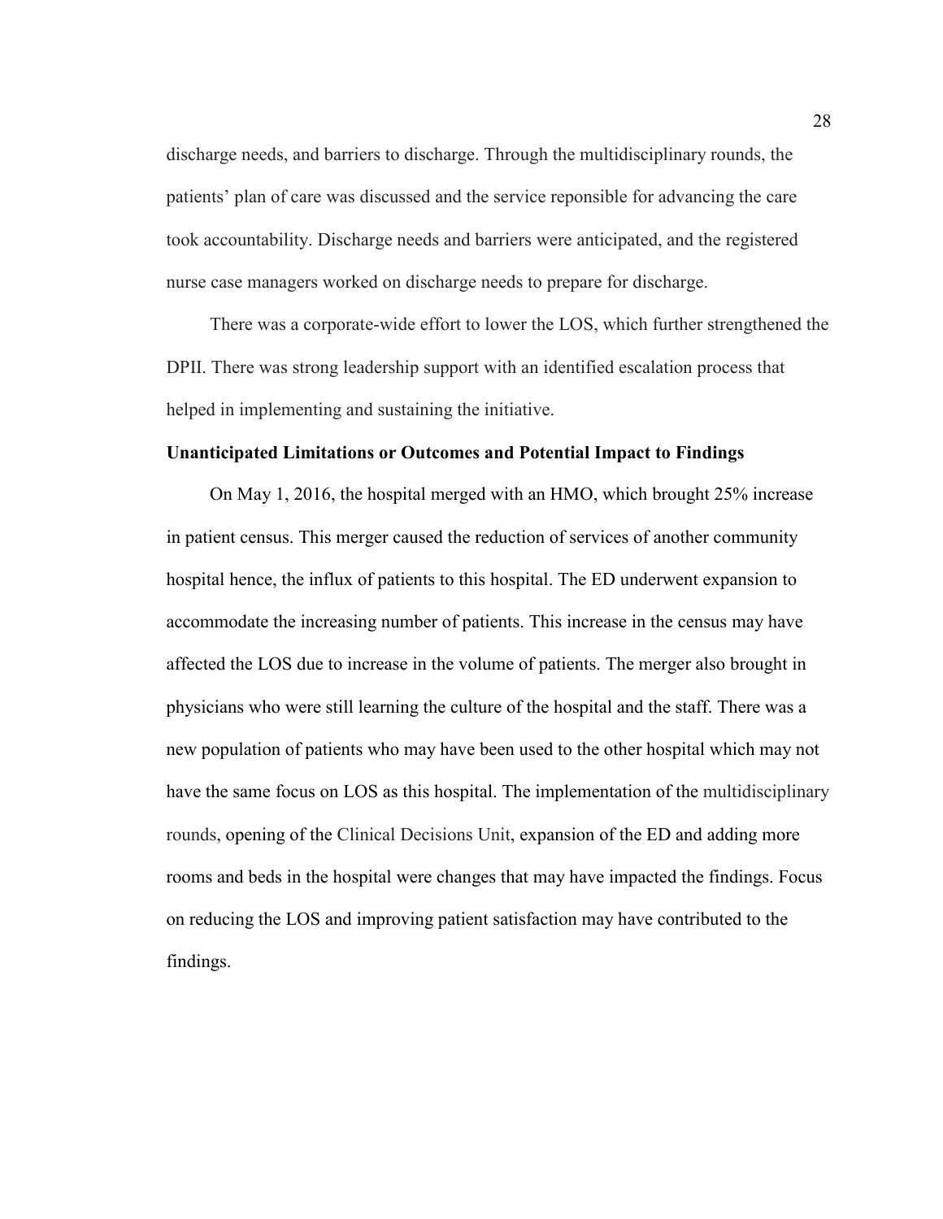discharge needs, and barriers to discharge. Through the multidisciplinary rounds, the patients' plan of care was discussed and the service reponsible for advancing the care took accountability. Discharge needs and barriers were anticipated, and the registered nurse case managers worked on discharge needs to prepare for discharge.

There was a corporate-wide effort to lower the LOS, which further strengthened the DPII. There was strong leadership support with an identified escalation process that helped in implementing and sustaining the initiative.

### Unanticipated Limitations or Outcomes and Potential Impact to Findings

On May 1, 2016, the hospital merged with an HMO, which brought 25% increase in patient census. This merger caused the reduction of services of another community hospital hence, the influx of patients to this hospital. The ED underwent expansion to accommodate the increasing number of patients. This increase in the census may have affected the LOS due to increase in the volume of patients. The merger also brought in physicians who were still learning the culture of the hospital and the staff. There was a new population of patients who may have been used to the other hospital which may not have the same focus on LOS as this hospital. The implementation of the multidisciplinary rounds, opening of the Clinical Decisions Unit, expansion of the ED and adding more rooms and beds in the hospital were changes that may have impacted the findings. Focus on reducing the LOS and improving patient satisfaction may have contributed to the findings.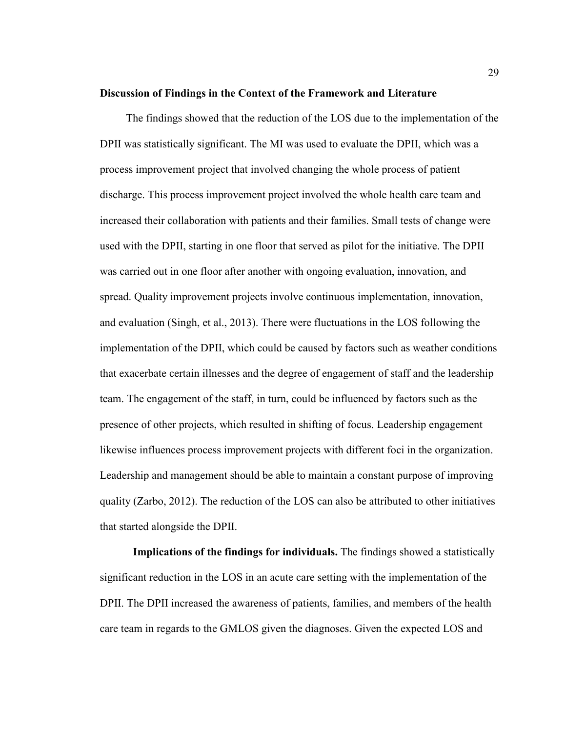**Discussion of Findings in the Context of the Framework and Literature**

The findings showed that the reduction of the LOS due to the implementation of the DPII was statistically significant. The MI was used to evaluate the DPII, which was a process improvement project that involved changing the whole process of patient discharge. This process improvement project involved the whole health care team and increased their collaboration with patients and their families. Small tests of change were used with the DPII, starting in one floor that served as pilot for the initiative. The DPII was carried out in one floor after another with ongoing evaluation, innovation, and spread. Quality improvement projects involve continuous implementation, innovation, and evaluation (Singh, et al., 2013). There were fluctuations in the LOS following the implementation of the DPII, which could be caused by factors such as weather conditions that exacerbate certain illnesses and the degree of engagement of staff and the leadership team. The engagement of the staff, in turn, could be influenced by factors such as the presence of other projects, which resulted in shifting of focus. Leadership engagement likewise influences process improvement projects with different foci in the organization. Leadership and management should be able to maintain a constant purpose of improving quality (Zarbo, 2012). The reduction of the LOS can also be attributed to other initiatives that started alongside the DPII.

**Implications of the findings for individuals.** The findings showed a statistically significant reduction in the LOS in an acute care setting with the implementation of the DPII. The DPII increased the awareness of patients, families, and members of the health care team in regards to the GMLOS given the diagnoses. Given the expected LOS and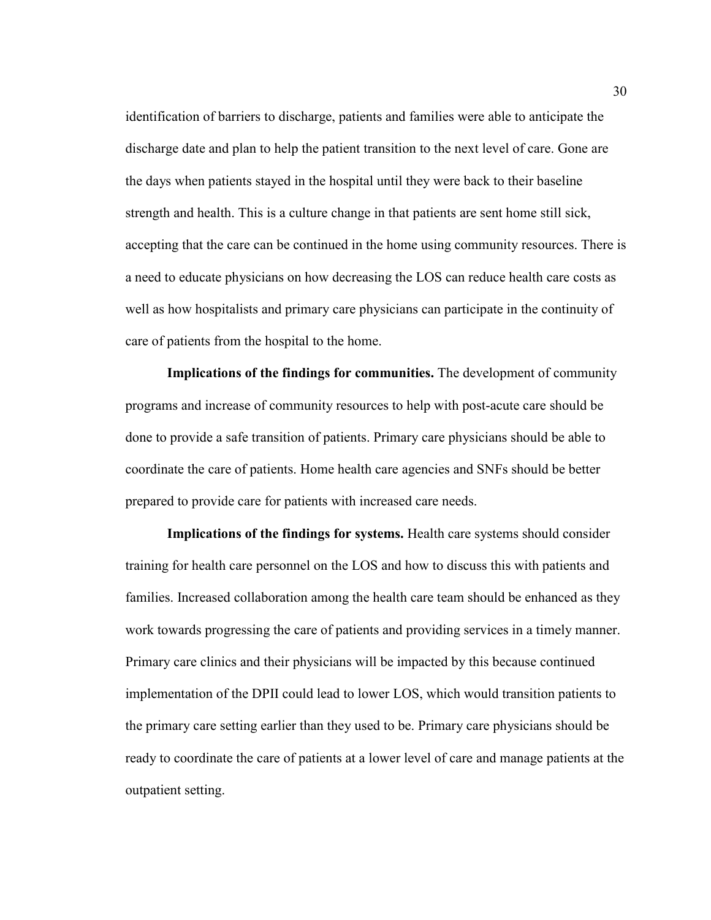identification of barriers to discharge, patients and families were able to anticipate the discharge date and plan to help the patient transition to the next level of care. Gone are the days when patients stayed in the hospital until they were back to their baseline strength and health. This is a culture change in that patients are sent home still sick, accepting that the care can be continued in the home using community resources. There is a need to educate physicians on how decreasing the LOS can reduce health care costs as well as how hospitalists and primary care physicians can participate in the continuity of care of patients from the hospital to the home.

**Implications of the findings for communities.** The development of community programs and increase of community resources to help with post-acute care should be done to provide a safe transition of patients. Primary care physicians should be able to coordinate the care of patients. Home health care agencies and SNFs should be better prepared to provide care for patients with increased care needs.

**Implications of the findings for systems.** Health care systems should consider training for health care personnel on the LOS and how to discuss this with patients and families. Increased collaboration among the health care team should be enhanced as they work towards progressing the care of patients and providing services in a timely manner. Primary care clinics and their physicians will be impacted by this because continued implementation of the DPII could lead to lower LOS, which would transition patients to the primary care setting earlier than they used to be. Primary care physicians should be ready to coordinate the care of patients at a lower level of care and manage patients at the outpatient setting.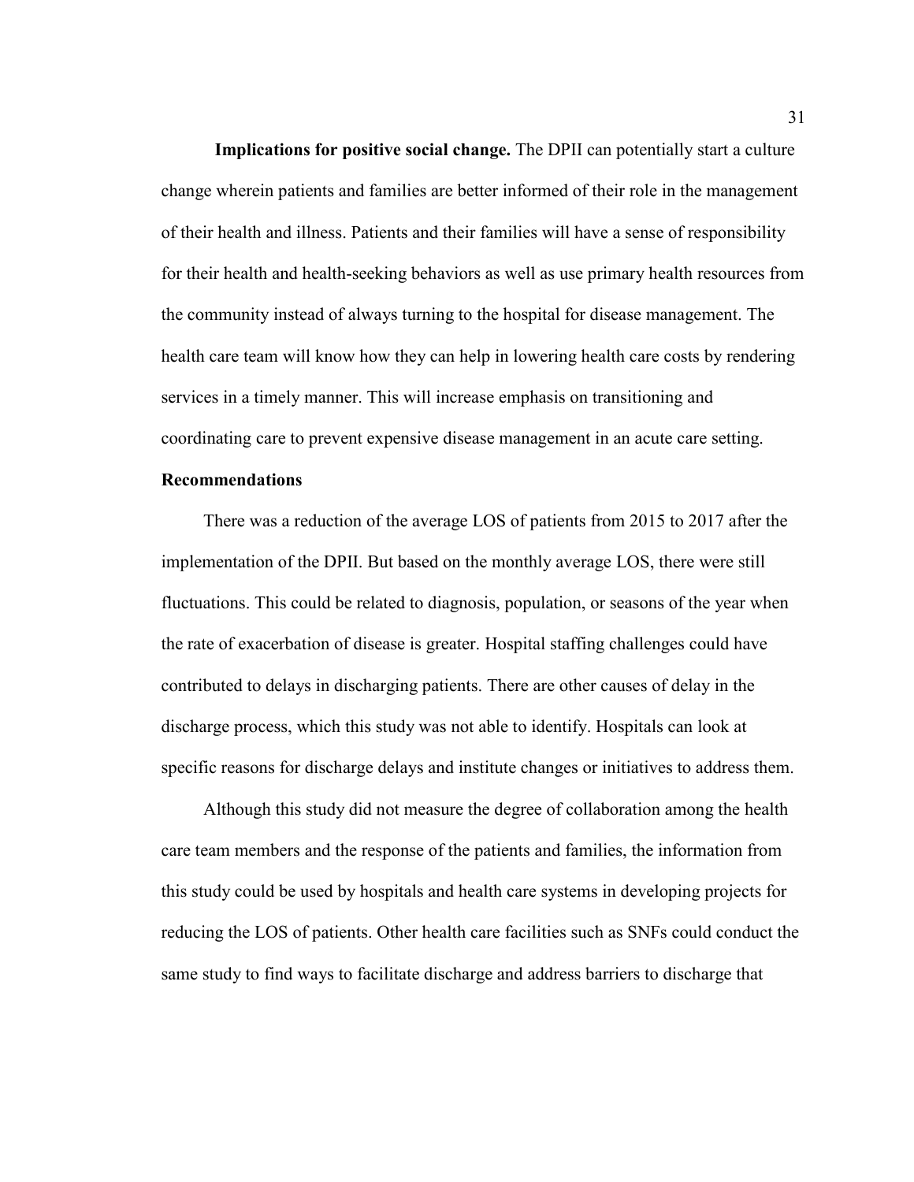**Implications for positive social change.** The DPII can potentially start a culture change wherein patients and families are better informed of their role in the management of their health and illness. Patients and their families will have a sense of responsibility for their health and health-seeking behaviors as well as use primary health resources from the community instead of always turning to the hospital for disease management. The health care team will know how they can help in lowering health care costs by rendering services in a timely manner. This will increase emphasis on transitioning and coordinating care to prevent expensive disease management in an acute care setting.

## Recommendations

There was a reduction of the average LOS of patients from 2015 to 2017 after the implementation of the DPII. But based on the monthly average LOS, there were still fluctuations. This could be related to diagnosis, population, or seasons of the year when the rate of exacerbation of disease is greater. Hospital staffing challenges could have contributed to delays in discharging patients. There are other causes of delay in the discharge process, which this study was not able to identify. Hospitals can look at specific reasons for discharge delays and institute changes or initiatives to address them.

Although this study did not measure the degree of collaboration among the health care team members and the response of the patients and families, the information from this study could be used by hospitals and health care systems in developing projects for reducing the LOS of patients. Other health care facilities such as SNFs could conduct the same study to find ways to facilitate discharge and address barriers to discharge that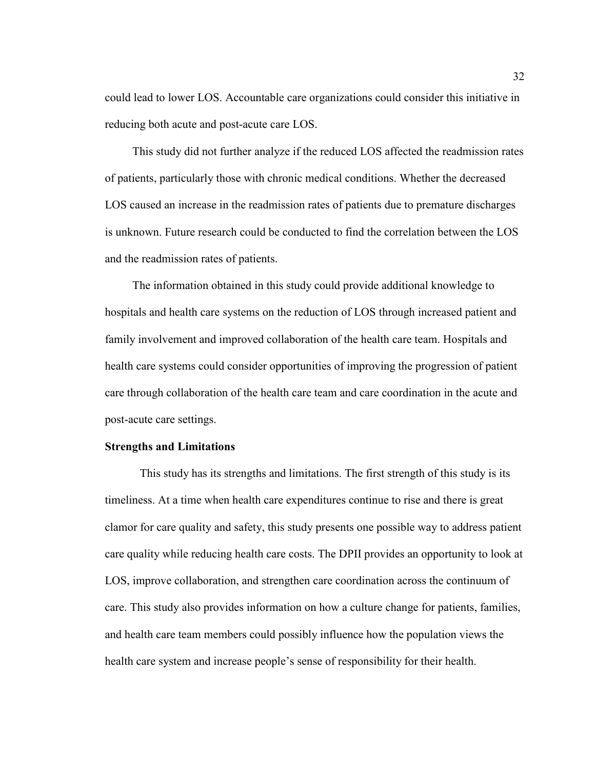could lead to lower LOS. Accountable care organizations could consider this initiative in reducing both acute and post-acute care LOS.

This study did not further analyze if the reduced LOS affected the readmission rates of patients, particularly those with chronic medical conditions. Whether the decreased LOS caused an increase in the readmission rates of patients due to premature discharges is unknown. Future research could be conducted to find the correlation between the LOS and the readmission rates of patients.

The information obtained in this study could provide additional knowledge to hospitals and health care systems on the reduction of LOS through increased patient and family involvement and improved collaboration of the health care team. Hospitals and health care systems could consider opportunities of improving the progression of patient care through collaboration of the health care team and care coordination in the acute and post-acute care settings.

**Strengths and Limitations**

This study has its strengths and limitations. The first strength of this study is its timeliness. At a time when health care expenditures continue to rise and there is great clamor for care quality and safety, this study presents one possible way to address patient care quality while reducing health care costs. The DPII provides an opportunity to look at LOS, improve collaboration, and strengthen care coordination across the continuum of care. This study also provides information on how a culture change for patients, families, and health care team members could possibly influence how the population views the health care system and increase people's sense of responsibility for their health.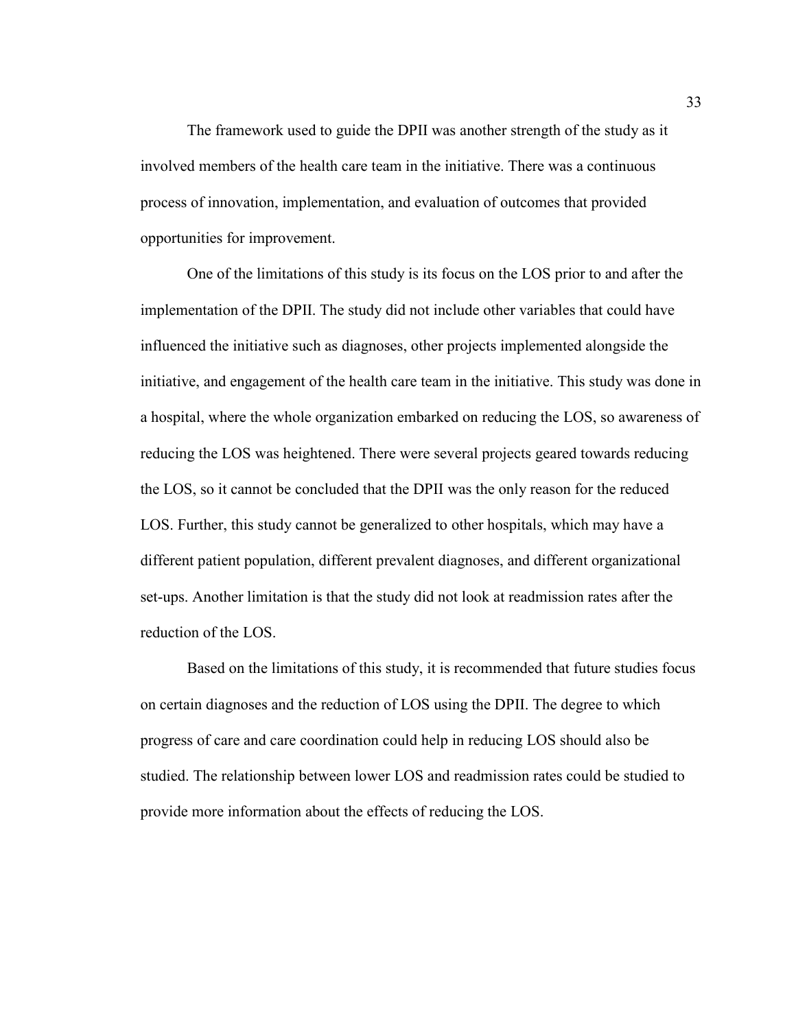The framework used to guide the DPII was another strength of the study as it involved members of the health care team in the initiative. There was a continuous process of innovation, implementation, and evaluation of outcomes that provided opportunities for improvement.

One of the limitations of this study is its focus on the LOS prior to and after the implementation of the DPII. The study did not include other variables that could have influenced the initiative such as diagnoses, other projects implemented alongside the initiative, and engagement of the health care team in the initiative. This study was done in a hospital, where the whole organization embarked on reducing the LOS, so awareness of reducing the LOS was heightened. There were several projects geared towards reducing the LOS, so it cannot be concluded that the DPII was the only reason for the reduced LOS. Further, this study cannot be generalized to other hospitals, which may have a different patient population, different prevalent diagnoses, and different organizational set-ups. Another limitation is that the study did not look at readmission rates after the reduction of the LOS.

Based on the limitations of this study, it is recommended that future studies focus on certain diagnoses and the reduction of LOS using the DPII. The degree to which progress of care and care coordination could help in reducing LOS should also be studied. The relationship between lower LOS and readmission rates could be studied to provide more information about the effects of reducing the LOS.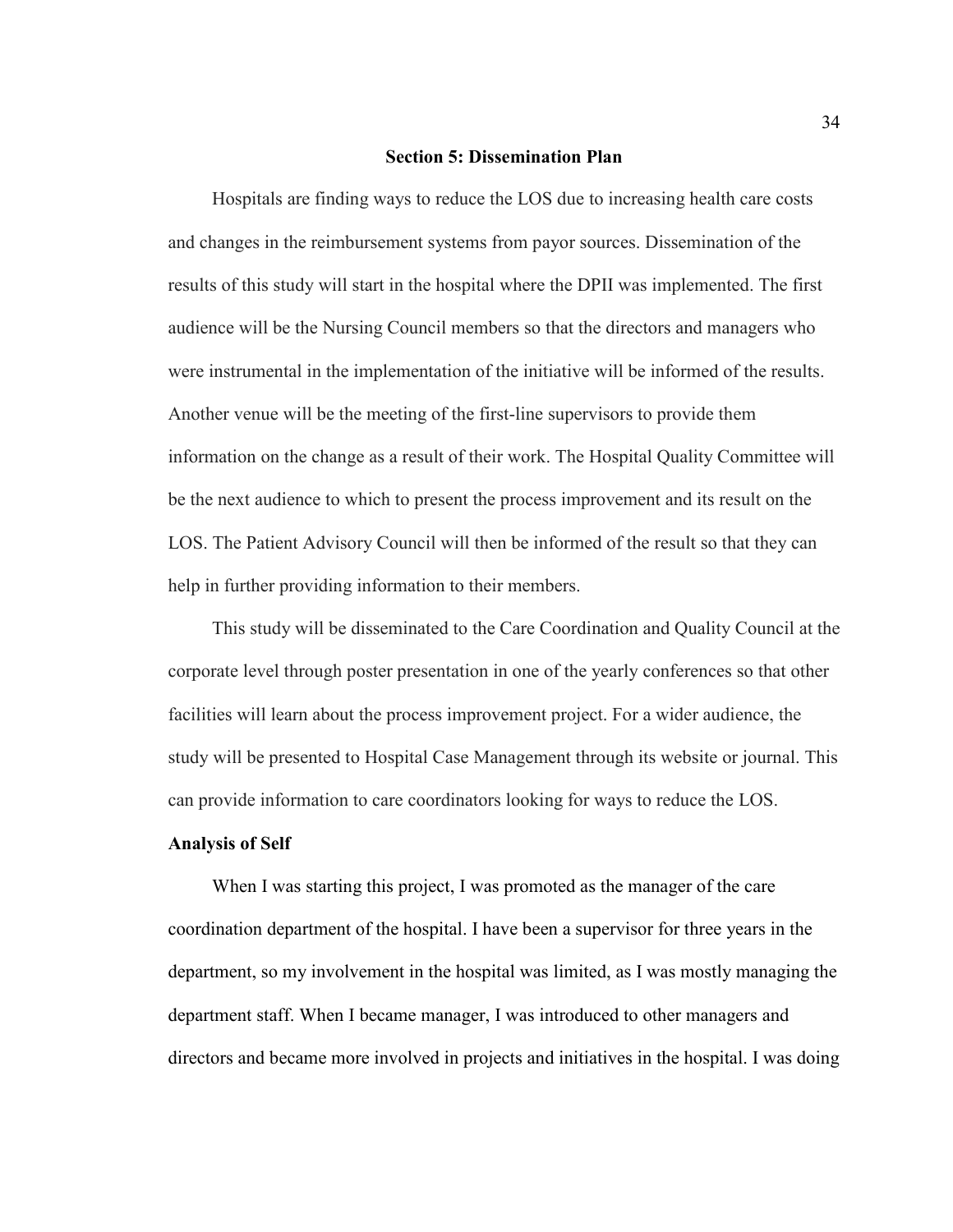## Section 5: Dissemination Plan

Hospitals are finding ways to reduce the LOS due to increasing health care costs and changes in the reimbursement systems from payor sources. Dissemination of the results of this study will start in the hospital where the DPII was implemented. The first audience will be the Nursing Council members so that the directors and managers who were instrumental in the implementation of the initiative will be informed of the results. Another venue will be the meeting of the first-line supervisors to provide them information on the change as a result of their work. The Hospital Quality Committee will be the next audience to which to present the process improvement and its result on the LOS. The Patient Advisory Council will then be informed of the result so that they can help in further providing information to their members.

This study will be disseminated to the Care Coordination and Quality Council at the corporate level through poster presentation in one of the yearly conferences so that other facilities will learn about the process improvement project. For a wider audience, the study will be presented to Hospital Case Management through its website or journal. This can provide information to care coordinators looking for ways to reduce the LOS.

### Analysis of Self

When I was starting this project, I was promoted as the manager of the care coordination department of the hospital. I have been a supervisor for three years in the department, so my involvement in the hospital was limited, as I was mostly managing the department staff. When I became manager, I was introduced to other managers and directors and became more involved in projects and initiatives in the hospital. I was doing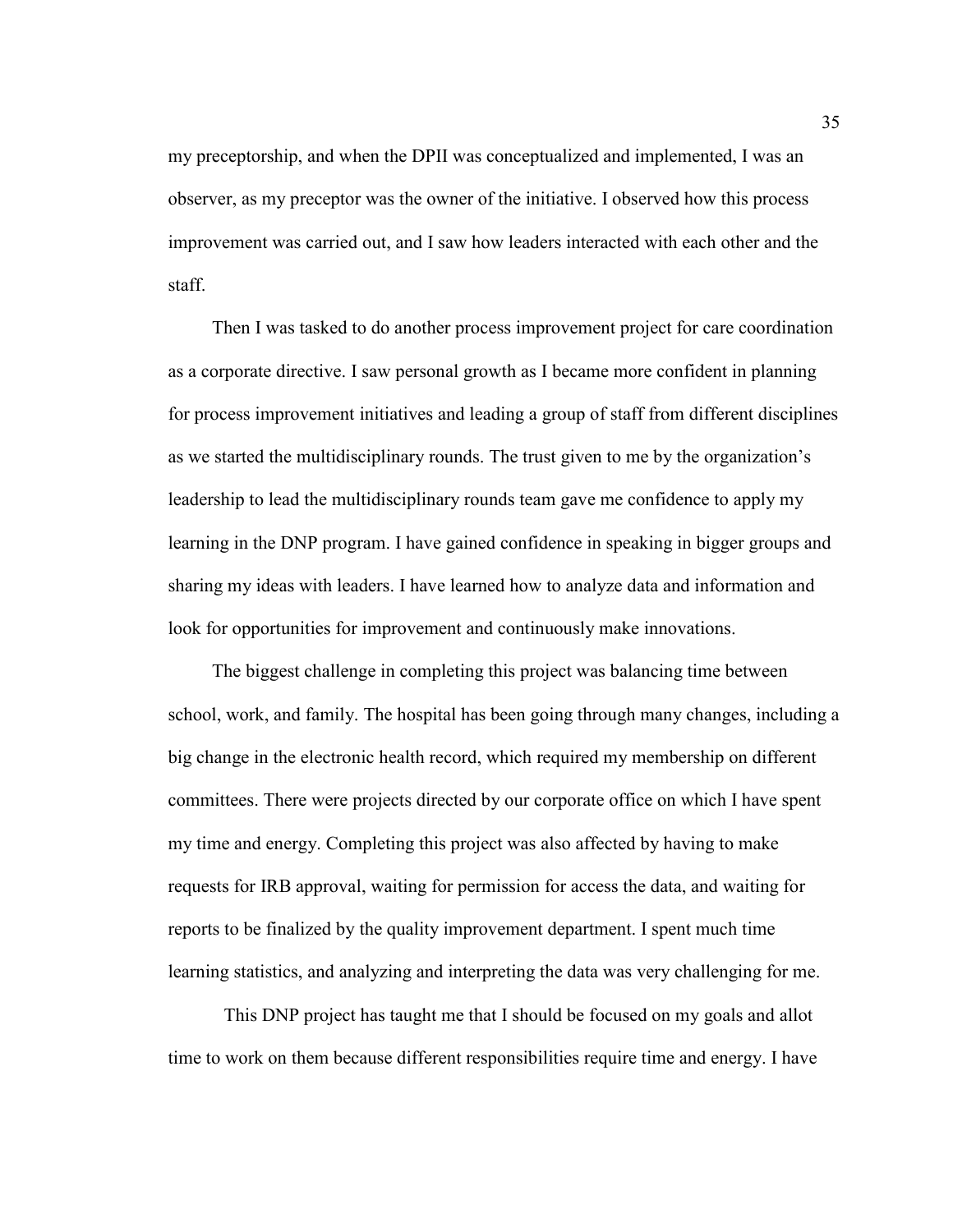my preceptorship, and when the DPII was conceptualized and implemented, I was an observer, as my preceptor was the owner of the initiative. I observed how this process improvement was carried out, and I saw how leaders interacted with each other and the staff.

Then I was tasked to do another process improvement project for care coordination as a corporate directive. I saw personal growth as I became more confident in planning for process improvement initiatives and leading a group of staff from different disciplines as we started the multidisciplinary rounds. The trust given to me by the organization's leadership to lead the multidisciplinary rounds team gave me confidence to apply my learning in the DNP program. I have gained confidence in speaking in bigger groups and sharing my ideas with leaders. I have learned how to analyze data and information and look for opportunities for improvement and continuously make innovations.

The biggest challenge in completing this project was balancing time between school, work, and family. The hospital has been going through many changes, including a big change in the electronic health record, which required my membership on different committees. There were projects directed by our corporate office on which I have spent my time and energy. Completing this project was also affected by having to make requests for IRB approval, waiting for permission for access the data, and waiting for reports to be finalized by the quality improvement department. I spent much time learning statistics, and analyzing and interpreting the data was very challenging for me.

This DNP project has taught me that I should be focused on my goals and allot time to work on them because different responsibilities require time and energy. I have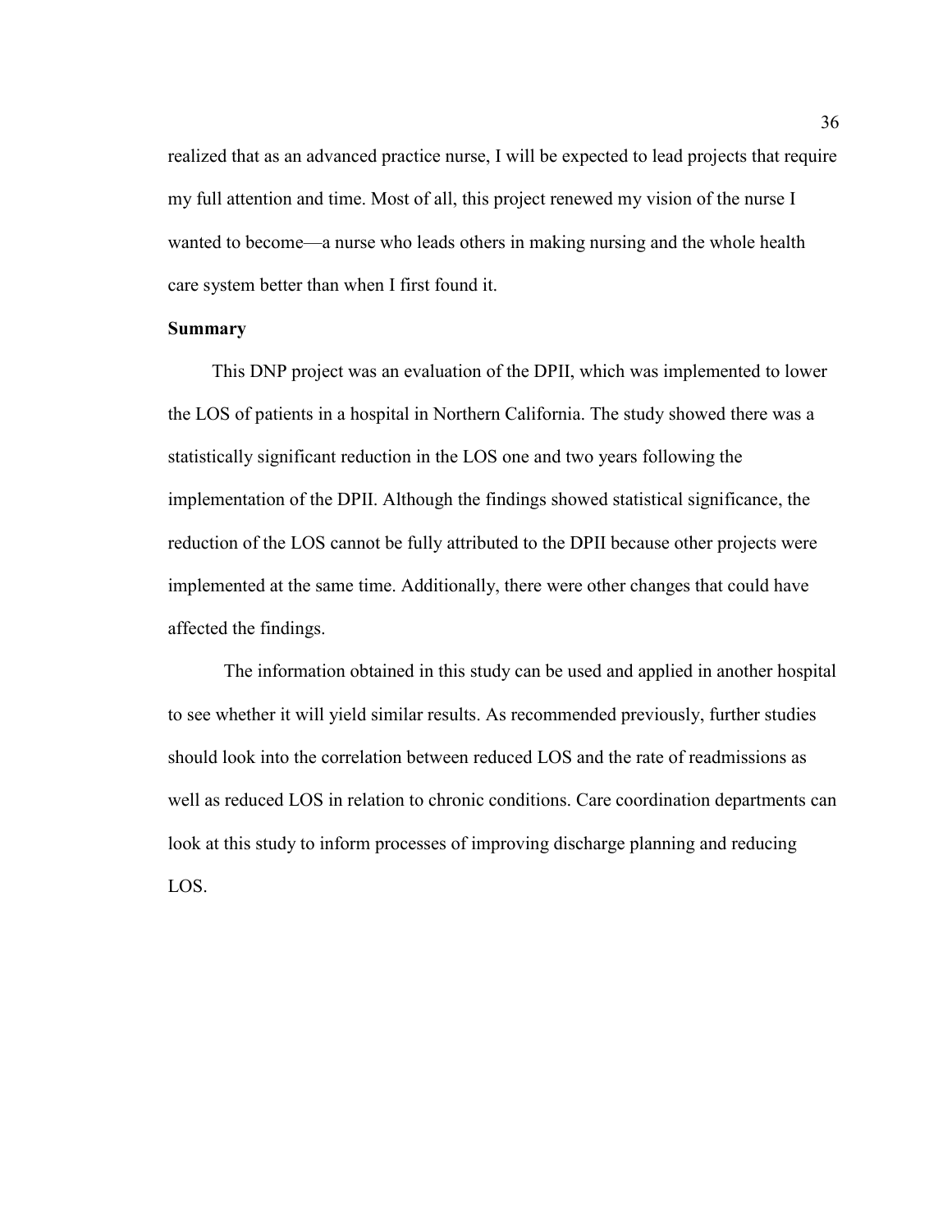realized that as an advanced practice nurse, I will be expected to lead projects that require my full attention and time. Most of all, this project renewed my vision of the nurse I wanted to become—a nurse who leads others in making nursing and the whole health care system better than when I first found it.

**Summary**

This DNP project was an evaluation of the DPII, which was implemented to lower the LOS of patients in a hospital in Northern California. The study showed there was a statistically significant reduction in the LOS one and two years following the implementation of the DPII. Although the findings showed statistical significance, the reduction of the LOS cannot be fully attributed to the DPII because other projects were implemented at the same time. Additionally, there were other changes that could have affected the findings.

The information obtained in this study can be used and applied in another hospital to see whether it will yield similar results. As recommended previously, further studies should look into the correlation between reduced LOS and the rate of readmissions as well as reduced LOS in relation to chronic conditions. Care coordination departments can look at this study to inform processes of improving discharge planning and reducing LOS.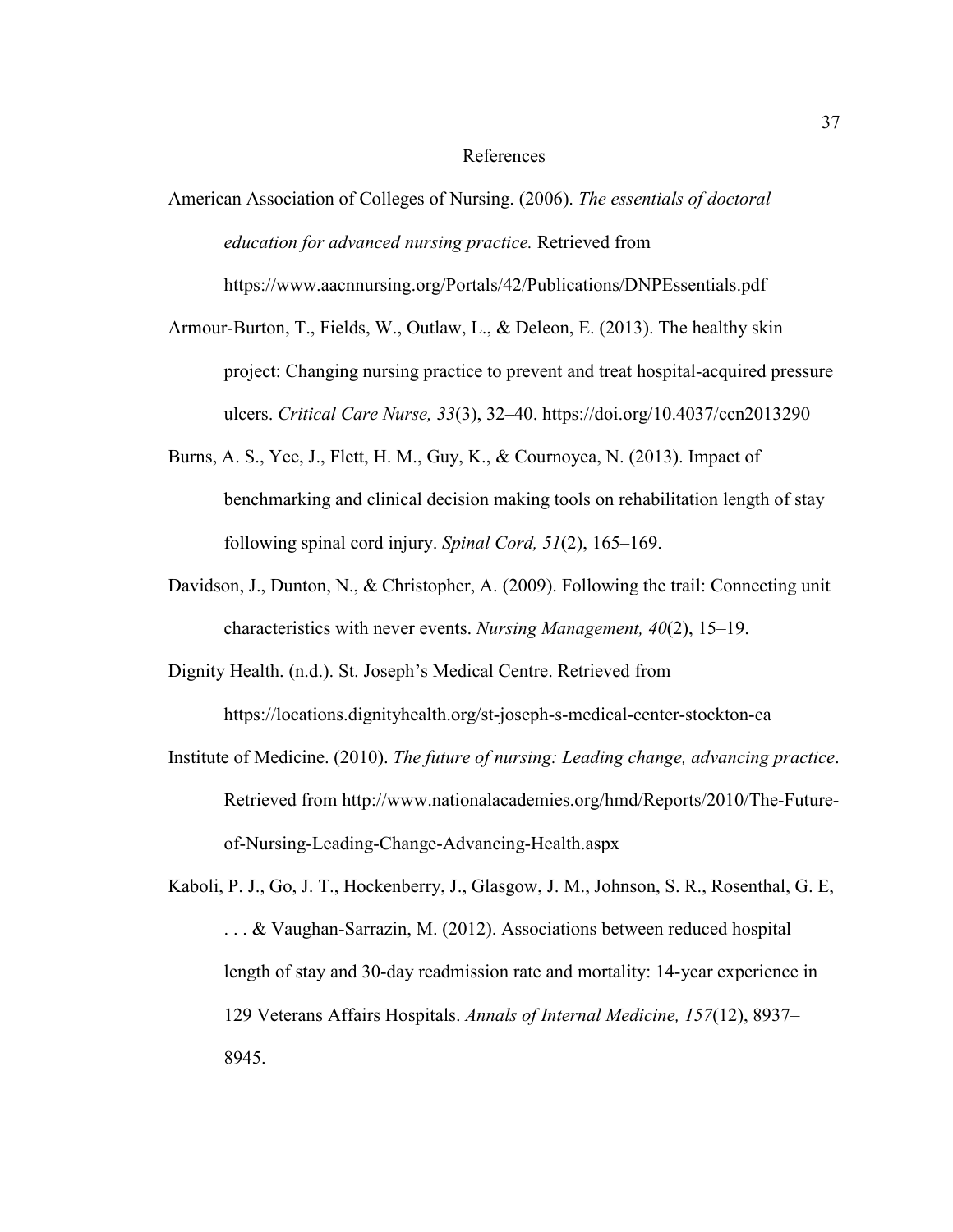# References

American Association of Colleges of Nursing. (2006). *The essentials of doctoral education for advanced nursing practice.* Retrieved from https://www.aacnnursing.org/Portals/42/Publications/DNPEssentials.pdf

Armour-Burton, T., Fields, W., Outlaw, L., & Deleon, E. (2013). The healthy skin project: Changing nursing practice to prevent and treat hospital-acquired pressure ulcers. *Critical Care Nurse, 33*(3), 32–40. https://doi.org/10.4037/ccn2013290

Burns, A. S., Yee, J., Flett, H. M., Guy, K., & Cournoyea, N. (2013). Impact of benchmarking and clinical decision making tools on rehabilitation length of stay following spinal cord injury. *Spinal Cord, 51*(2), 165–169.

Davidson, J., Dunton, N., & Christopher, A. (2009). Following the trail: Connecting unit characteristics with never events. *Nursing Management, 40*(2), 15–19.

Dignity Health. (n.d.). St. Joseph's Medical Centre. Retrieved from https://locations.dignityhealth.org/st-joseph-s-medical-center-stockton-ca

Institute of Medicine. (2010). *The future of nursing: Leading change, advancing practice*. Retrieved from http://www.nationalacademies.org/hmd/Reports/2010/The-Future-of-Nursing-Leading-Change-Advancing-Health.aspx

Kaboli, P. J., Go, J. T., Hockenberry, J., Glasgow, J. M., Johnson, S. R., Rosenthal, G. E, . . . & Vaughan-Sarrazin, M. (2012). Associations between reduced hospital length of stay and 30-day readmission rate and mortality: 14-year experience in 129 Veterans Affairs Hospitals. *Annals of Internal Medicine, 157*(12), 8937–8945.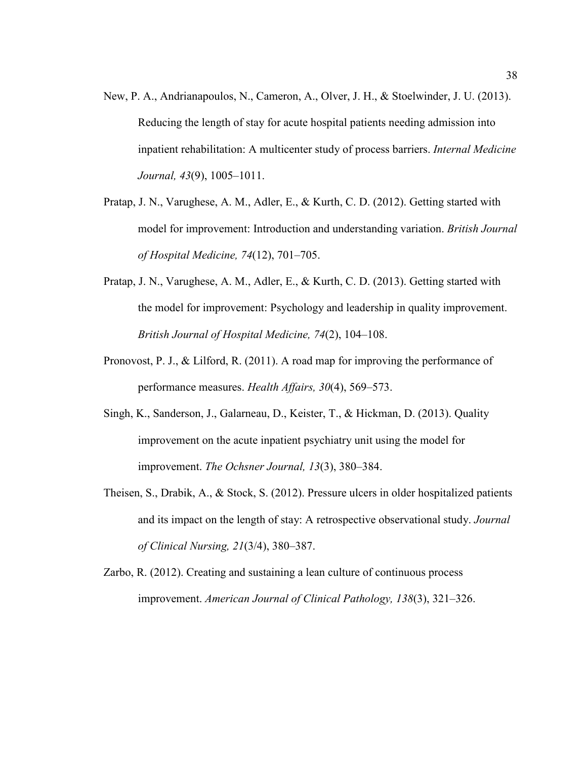New, P. A., Andrianapoulos, N., Cameron, A., Olver, J. H., & Stoelwinder, J. U. (2013). Reducing the length of stay for acute hospital patients needing admission into inpatient rehabilitation: A multicenter study of process barriers. *Internal Medicine Journal, 43*(9), 1005–1011.

Pratap, J. N., Varughese, A. M., Adler, E., & Kurth, C. D. (2012). Getting started with model for improvement: Introduction and understanding variation. *British Journal of Hospital Medicine, 74*(12), 701–705.

Pratap, J. N., Varughese, A. M., Adler, E., & Kurth, C. D. (2013). Getting started with the model for improvement: Psychology and leadership in quality improvement. *British Journal of Hospital Medicine, 74*(2), 104–108.

Pronovost, P. J., & Lilford, R. (2011). A road map for improving the performance of performance measures. *Health Affairs, 30*(4), 569–573.

Singh, K., Sanderson, J., Galarneau, D., Keister, T., & Hickman, D. (2013). Quality improvement on the acute inpatient psychiatry unit using the model for improvement. *The Ochsner Journal, 13*(3), 380–384.

Theisen, S., Drabik, A., & Stock, S. (2012). Pressure ulcers in older hospitalized patients and its impact on the length of stay: A retrospective observational study. *Journal of Clinical Nursing, 21*(3/4), 380–387.

Zarbo, R. (2012). Creating and sustaining a lean culture of continuous process improvement. *American Journal of Clinical Pathology, 138*(3), 321–326.